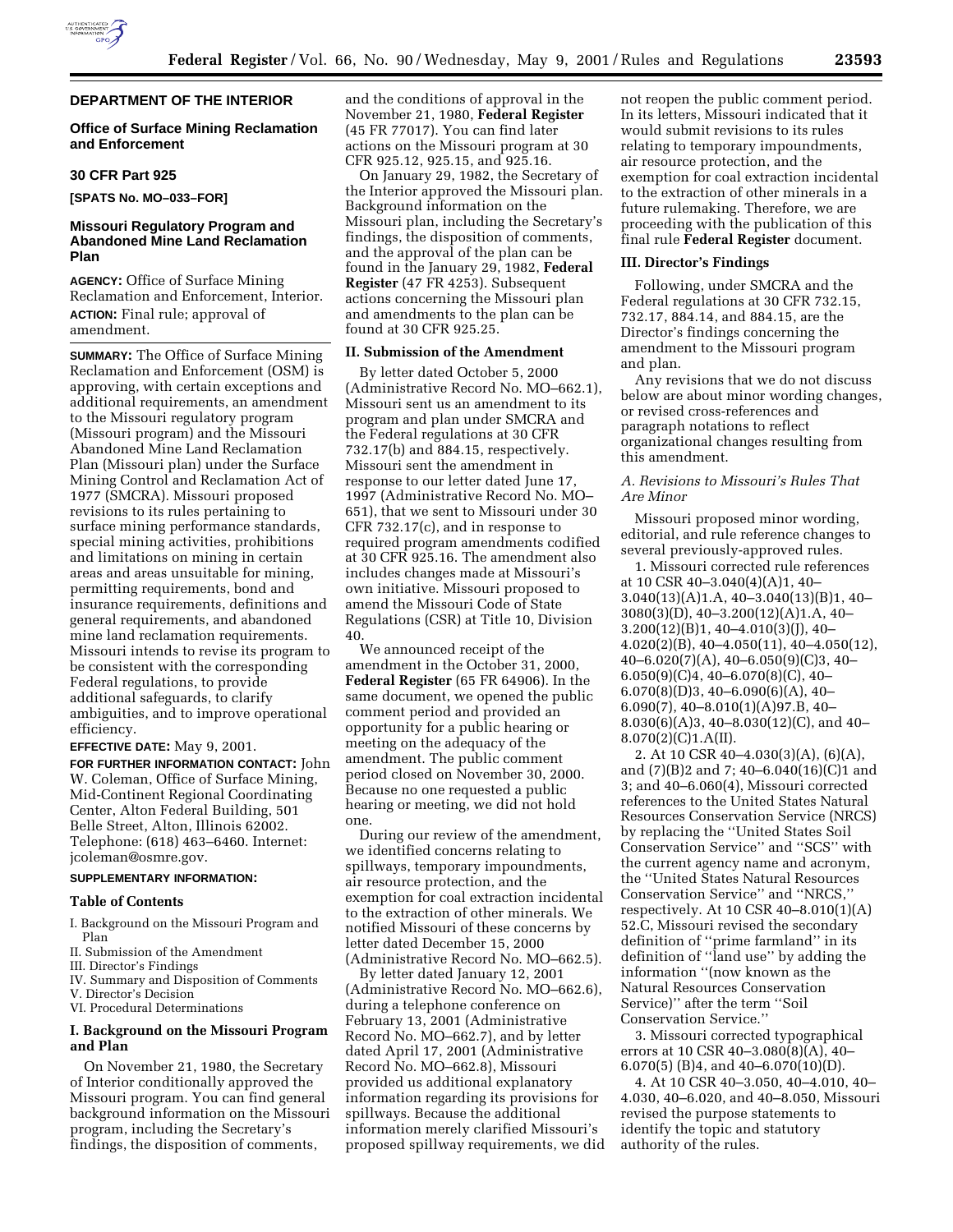## DEPARTMENT OF THE INTERIOR

### Office of Surface Mining Reclamation and Enforcement

### 30 CFR Part 925

**[SPATS No. MO–033–FOR]**

### Missouri Regulatory Program and Abandoned Mine Land Reclamation Plan

**AGENCY:** Office of Surface Mining Reclamation and Enforcement, Interior.

**ACTION:** Final rule; approval of amendment.

**SUMMARY:** The Office of Surface Mining Reclamation and Enforcement (OSM) is approving, with certain exceptions and additional requirements, an amendment to the Missouri regulatory program (Missouri program) and the Missouri Abandoned Mine Land Reclamation Plan (Missouri plan) under the Surface Mining Control and Reclamation Act of 1977 (SMCRA). Missouri proposed revisions to its rules pertaining to surface mining performance standards, special mining activities, prohibitions and limitations on mining in certain areas and areas unsuitable for mining, permitting requirements, bond and insurance requirements, definitions and general requirements, and abandoned mine land reclamation requirements. Missouri intends to revise its program to be consistent with the corresponding Federal regulations, to provide additional safeguards, to clarify ambiguities, and to improve operational efficiency.

**EFFECTIVE DATE:** May 9, 2001.

**FOR FURTHER INFORMATION CONTACT:** John W. Coleman, Office of Surface Mining, Mid-Continent Regional Coordinating Center, Alton Federal Building, 501 Belle Street, Alton, Illinois 62002. Telephone: (618) 463–6460. Internet: jcoleman@osmre.gov.

**SUPPLEMENTARY INFORMATION:**

**Table of Contents**

I. Background on the Missouri Program and Plan
II. Submission of the Amendment
III. Director's Findings
IV. Summary and Disposition of Comments
V. Director's Decision
VI. Procedural Determinations

### I. Background on the Missouri Program and Plan

On November 21, 1980, the Secretary of Interior conditionally approved the Missouri program. You can find general background information on the Missouri program, including the Secretary's findings, the disposition of comments, and the conditions of approval in the November 21, 1980, **Federal Register** (45 FR 77017). You can find later actions on the Missouri program at 30 CFR 925.12, 925.15, and 925.16.

On January 29, 1982, the Secretary of the Interior approved the Missouri plan. Background information on the Missouri plan, including the Secretary's findings, the disposition of comments, and the approval of the plan can be found in the January 29, 1982, **Federal Register** (47 FR 4253). Subsequent actions concerning the Missouri plan and amendments to the plan can be found at 30 CFR 925.25.

### II. Submission of the Amendment

By letter dated October 5, 2000 (Administrative Record No. MO–662.1), Missouri sent us an amendment to its program and plan under SMCRA and the Federal regulations at 30 CFR 732.17(b) and 884.15, respectively. Missouri sent the amendment in response to our letter dated June 17, 1997 (Administrative Record No. MO–651), that we sent to Missouri under 30 CFR 732.17(c), and in response to required program amendments codified at 30 CFR 925.16. The amendment also includes changes made at Missouri's own initiative. Missouri proposed to amend the Missouri Code of State Regulations (CSR) at Title 10, Division 40.

We announced receipt of the amendment in the October 31, 2000, **Federal Register** (65 FR 64906). In the same document, we opened the public comment period and provided an opportunity for a public hearing or meeting on the adequacy of the amendment. The public comment period closed on November 30, 2000. Because no one requested a public hearing or meeting, we did not hold one.

During our review of the amendment, we identified concerns relating to spillways, temporary impoundments, air resource protection, and the exemption for coal extraction incidental to the extraction of other minerals. We notified Missouri of these concerns by letter dated December 15, 2000 (Administrative Record No. MO–662.5).

By letter dated January 12, 2001 (Administrative Record No. MO–662.6), during a telephone conference on February 13, 2001 (Administrative Record No. MO–662.7), and by letter dated April 17, 2001 (Administrative Record No. MO–662.8), Missouri provided us additional explanatory information regarding its provisions for spillways. Because the additional information merely clarified Missouri's proposed spillway requirements, we did not reopen the public comment period. In its letters, Missouri indicated that it would submit revisions to its rules relating to temporary impoundments, air resource protection, and the exemption for coal extraction incidental to the extraction of other minerals in a future rulemaking. Therefore, we are proceeding with the publication of this final rule **Federal Register** document.

### III. Director's Findings

Following, under SMCRA and the Federal regulations at 30 CFR 732.15, 732.17, 884.14, and 884.15, are the Director's findings concerning the amendment to the Missouri program and plan.

Any revisions that we do not discuss below are about minor wording changes, or revised cross-references and paragraph notations to reflect organizational changes resulting from this amendment.

#### *A. Revisions to Missouri's Rules That Are Minor*

Missouri proposed minor wording, editorial, and rule reference changes to several previously-approved rules.

1. Missouri corrected rule references at 10 CSR 40–3.040(4)(A)1, 40–3.040(13)(A)1.A, 40–3.040(13)(B)1, 40–3080(3)(D), 40–3.200(12)(A)1.A, 40–3.200(12)(B)1, 40–4.010(3)(J), 40–4.020(2)(B), 40–4.050(11), 40–4.050(12), 40–6.020(7)(A), 40–6.050(9)(C)3, 40–6.050(9)(C)4, 40–6.070(8)(C), 40–6.070(8)(D)3, 40–6.090(6)(A), 40–6.090(7), 40–8.010(1)(A)97.B, 40–8.030(6)(A)3, 40–8.030(12)(C), and 40–8.070(2)(C)1.A(II).

2. At 10 CSR 40–4.030(3)(A), (6)(A), and (7)(B)2 and 7; 40–6.040(16)(C)1 and 3; and 40–6.060(4), Missouri corrected references to the United States Natural Resources Conservation Service (NRCS) by replacing the ''United States Soil Conservation Service'' and ''SCS'' with the current agency name and acronym, the ''United States Natural Resources Conservation Service'' and ''NRCS,'' respectively. At 10 CSR 40–8.010(1)(A) 52.C, Missouri revised the secondary definition of ''prime farmland'' in its definition of ''land use'' by adding the information ''(now known as the Natural Resources Conservation Service)'' after the term ''Soil Conservation Service.''

3. Missouri corrected typographical errors at 10 CSR 40–3.080(8)(A), 40–6.070(5) (B)4, and 40–6.070(10)(D).

4. At 10 CSR 40–3.050, 40–4.010, 40–4.030, 40–6.020, and 40–8.050, Missouri revised the purpose statements to identify the topic and statutory authority of the rules.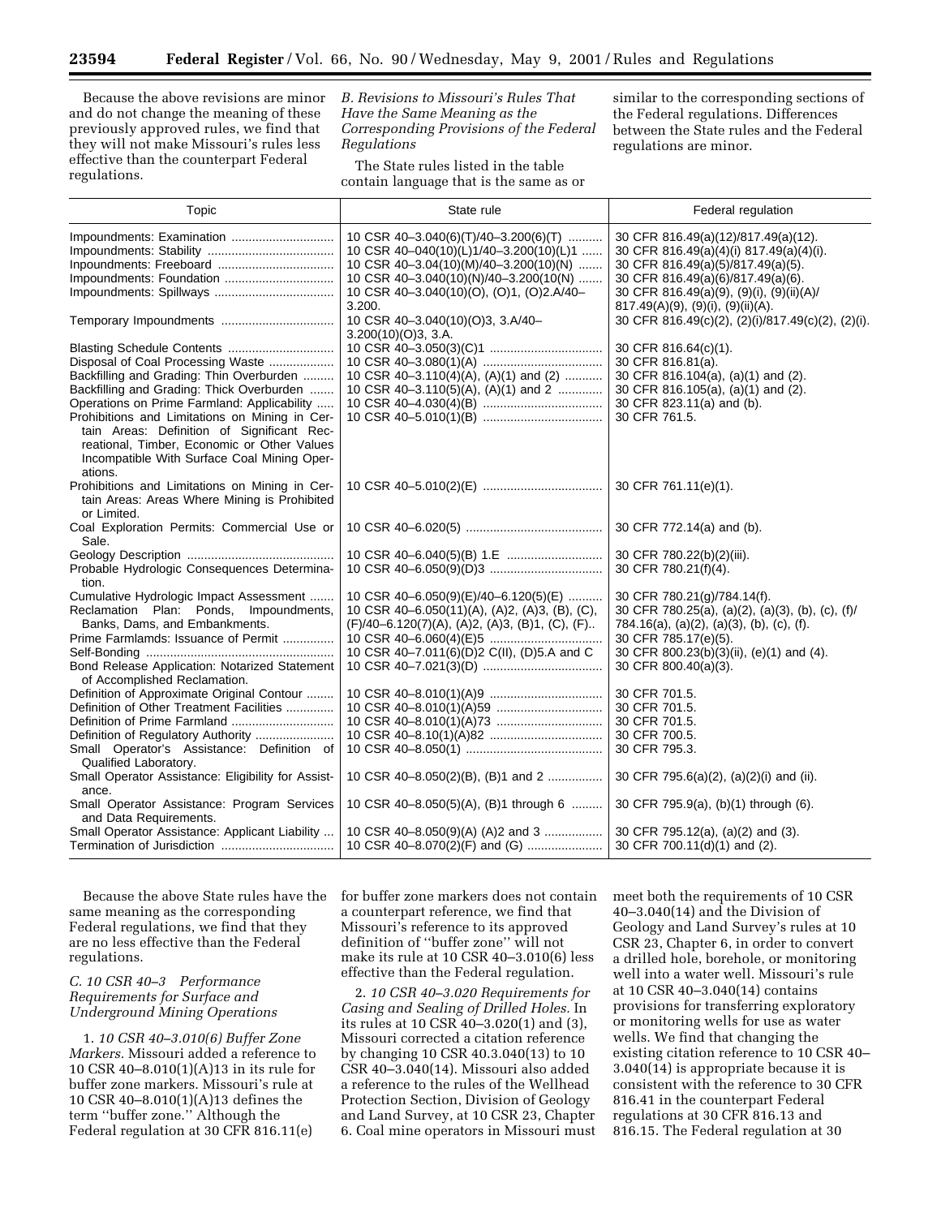Because the above revisions are minor and do not change the meaning of these previously approved rules, we find that they will not make Missouri's rules less effective than the counterpart Federal regulations.

*B. Revisions to Missouri's Rules That Have the Same Meaning as the Corresponding Provisions of the Federal Regulations*

The State rules listed in the table contain language that is the same as or similar to the corresponding sections of the Federal regulations. Differences between the State rules and the Federal regulations are minor.

| Topic | State rule | Federal regulation |
|---|---|---|
| Impoundments: Examination | 10 CSR 40–3.040(6)(T)/40–3.200(6)(T) | 30 CFR 816.49(a)(12)/817.49(a)(12). |
| Impoundments: Stability | 10 CSR 40–040(10)(L)1/40–3.200(10)(L)1 | 30 CFR 816.49(a)(4)(i) 817.49(a)(4)(i). |
| Inpoundments: Freeboard | 10 CSR 40–3.04(10)(M)/40–3.200(10)(N) | 30 CFR 816.49(a)(5)/817.49(a)(5). |
| Impoundments: Foundation | 10 CSR 40–3.040(10)(N)/40–3.200(10N) | 30 CFR 816.49(a)(6)/817.49(a)(6). |
| Impoundments: Spillways | 10 CSR 40–3.040(10)(O), (O)1, (O)2.A/40–3.200. | 30 CFR 816.49(a)(9), (9)(i), (9)(ii)(A)/817.49(A)(9), (9)(i), (9)(ii)(A). |
| Temporary Impoundments | 10 CSR 40–3.040(10)(O)3, 3.A/40–3.200(10)(O)3, 3.A. | 30 CFR 816.49(c)(2), (2)(i)/817.49(c)(2), (2)(i). |
| Blasting Schedule Contents | 10 CSR 40–3.050(3)(C)1 | 30 CFR 816.64(c)(1). |
| Disposal of Coal Processing Waste | 10 CSR 40–3.080(1)(A) | 30 CFR 816.81(a). |
| Backfilling and Grading: Thin Overburden | 10 CSR 40–3.110(4)(A), (A)(1) and (2) | 30 CFR 816.104(a), (a)(1) and (2). |
| Backfilling and Grading: Thick Overburden | 10 CSR 40–3.110(5)(A), (A)(1) and 2 | 30 CFR 816.105(a), (a)(1) and (2). |
| Operations on Prime Farmland: Applicability | 10 CSR 40–4.030(4)(B) | 30 CFR 823.11(a) and (b). |
| Prohibitions and Limitations on Mining in Certain Areas: Definition of Significant Recreational, Timber, Economic or Other Values Incompatible With Surface Coal Mining Operations. | 10 CSR 40–5.010(1)(B) | 30 CFR 761.5. |
| Prohibitions and Limitations on Mining in Certain Areas: Areas Where Mining is Prohibited or Limited. | 10 CSR 40–5.010(2)(E) | 30 CFR 761.11(e)(1). |
| Coal Exploration Permits: Commercial Use or Sale. | 10 CSR 40–6.020(5) | 30 CFR 772.14(a) and (b). |
| Geology Description | 10 CSR 40–6.040(5)(B) 1.E | 30 CFR 780.22(b)(2)(iii). |
| Probable Hydrologic Consequences Determination. | 10 CSR 40–6.050(9)(D)3 | 30 CFR 780.21(f)(4). |
| Cumulative Hydrologic Impact Assessment | 10 CSR 40–6.050(9)(E)/40–6.120(5)(E) | 30 CFR 780.21(g)/784.14(f). |
| Reclamation Plan: Ponds, Impoundments, Banks, Dams, and Embankments. | 10 CSR 40–6.050(11)(A), (A)2, (A)3, (B), (C), (F)/40–6.120(7)(A), (A)2, (A)3, (B)1, (C), (F).. | 30 CFR 780.25(a), (a)(2), (a)(3), (b), (c), (f)/784.16(a), (a)(2), (a)(3), (b), (c), (f). |
| Prime Farmlands: Issuance of Permit | 10 CSR 40–6.060(4)(E)5 | 30 CFR 785.17(e)(5). |
| Self-Bonding | 10 CSR 40–7.011(6)(D)2 C(II), (D)5.A and C | 30 CFR 800.23(b)(3)(ii), (e)(1) and (4). |
| Bond Release Application: Notarized Statement of Accomplished Reclamation. | 10 CSR 40–7.021(3)(D) | 30 CFR 800.40(a)(3). |
| Definition of Approximate Original Contour | 10 CSR 40–8.010(1)(A)9 | 30 CFR 701.5. |
| Definition of Other Treatment Facilities | 10 CSR 40–8.010(1)(A)59 | 30 CFR 701.5. |
| Definition of Prime Farmland | 10 CSR 40–8.010(1)(A)73 | 30 CFR 701.5. |
| Definition of Regulatory Authority | 10 CSR 40–8.10(1)(A)82 | 30 CFR 700.5. |
| Small Operator's Assistance: Definition of Qualified Laboratory. | 10 CSR 40–8.050(1) | 30 CFR 795.3. |
| Small Operator Assistance: Eligibility for Assistance. | 10 CSR 40–8.050(2)(B), (B)1 and 2 | 30 CFR 795.6(a)(2), (a)(2)(i) and (ii). |
| Small Operator Assistance: Program Services and Data Requirements. | 10 CSR 40–8.050(5)(A), (B)1 through 6 | 30 CFR 795.9(a), (b)(1) through (6). |
| Small Operator Assistance: Applicant Liability | 10 CSR 40–8.050(9)(A) (A)2 and 3 | 30 CFR 795.12(a), (a)(2) and (3). |
| Termination of Jurisdiction | 10 CSR 40–8.070(2)(F) and (G) | 30 CFR 700.11(d)(1) and (2). |

Because the above State rules have the same meaning as the corresponding Federal regulations, we find that they are no less effective than the Federal regulations.

### *C. 10 CSR 40–3 Performance Requirements for Surface and Underground Mining Operations*

1. *10 CSR 40–3.010(6) Buffer Zone Markers.* Missouri added a reference to 10 CSR 40–8.010(1)(A)13 in its rule for buffer zone markers. Missouri's rule at 10 CSR 40–8.010(1)(A)13 defines the term "buffer zone." Although the Federal regulation at 30 CFR 816.11(e) for buffer zone markers does not contain a counterpart reference, we find that Missouri's reference to its approved definition of "buffer zone" will not make its rule at 10 CSR 40–3.010(6) less effective than the Federal regulation.

2. *10 CSR 40–3.020 Requirements for Casing and Sealing of Drilled Holes.* In its rules at 10 CSR 40–3.020(1) and (3), Missouri corrected a citation reference by changing 10 CSR 40.3.040(13) to 10 CSR 40–3.040(14). Missouri also added a reference to the rules of the Wellhead Protection Section, Division of Geology and Land Survey, at 10 CSR 23, Chapter 6. Coal mine operators in Missouri must meet both the requirements of 10 CSR 40–3.040(14) and the Division of Geology and Land Survey's rules at 10 CSR 23, Chapter 6, in order to convert a drilled hole, borehole, or monitoring well into a water well. Missouri's rule at 10 CSR 40–3.040(14) contains provisions for transferring exploratory or monitoring wells for use as water wells. We find that changing the existing citation reference to 10 CSR 40–3.040(14) is appropriate because it is consistent with the reference to 30 CFR 816.41 in the counterpart Federal regulations at 30 CFR 816.13 and 816.15. The Federal regulation at 30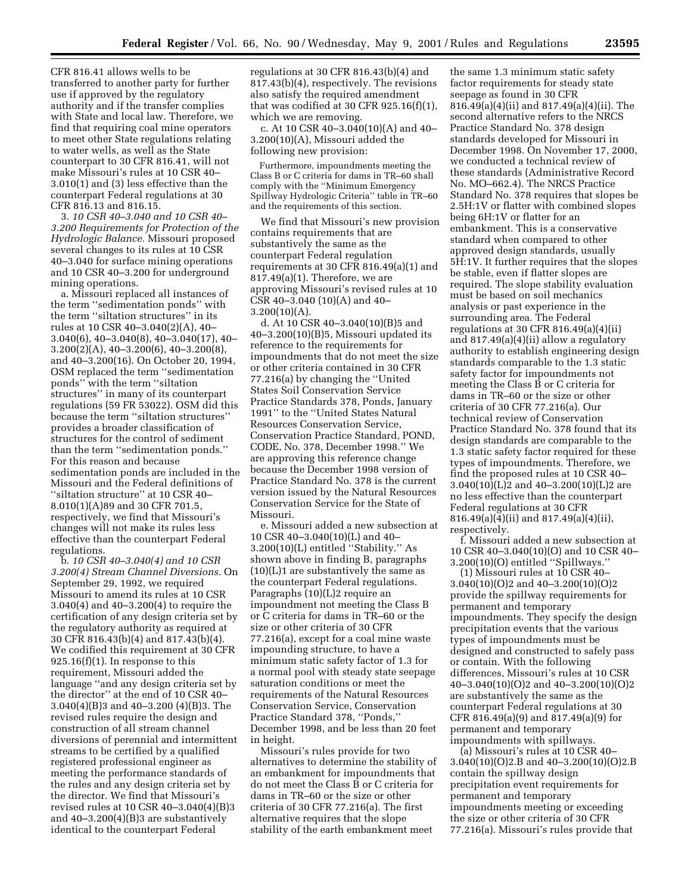CFR 816.41 allows wells to be transferred to another party for further use if approved by the regulatory authority and if the transfer complies with State and local law. Therefore, we find that requiring coal mine operators to meet other State regulations relating to water wells, as well as the State counterpart to 30 CFR 816.41, will not make Missouri's rules at 10 CSR 40–3.010(1) and (3) less effective than the counterpart Federal regulations at 30 CFR 816.13 and 816.15.

3. *10 CSR 40–3.040 and 10 CSR 40–3.200 Requirements for Protection of the Hydrologic Balance.* Missouri proposed several changes to its rules at 10 CSR 40–3.040 for surface mining operations and 10 CSR 40–3.200 for underground mining operations.

a. Missouri replaced all instances of the term ''sedimentation ponds'' with the term ''siltation structures'' in its rules at 10 CSR 40–3.040(2)(A), 40–3.040(6), 40–3.040(8), 40–3.040(17), 40–3.200(2)(A), 40–3.200(6), 40–3.200(8), and 40–3.200(16). On October 20, 1994, OSM replaced the term ''sedimentation ponds'' with the term ''siltation structures'' in many of its counterpart regulations (59 FR 53022). OSM did this because the term ''siltation structures'' provides a broader classification of structures for the control of sediment than the term ''sedimentation ponds.'' For this reason and because sedimentation ponds are included in the Missouri and the Federal definitions of ''siltation structure'' at 10 CSR 40–8.010(1)(A)89 and 30 CFR 701.5, respectively, we find that Missouri's changes will not make its rules less effective than the counterpart Federal regulations.

b. *10 CSR 40–3.040(4) and 10 CSR 3.200(4) Stream Channel Diversions.* On September 29, 1992, we required Missouri to amend its rules at 10 CSR 3.040(4) and 40–3.200(4) to require the certification of any design criteria set by the regulatory authority as required at 30 CFR 816.43(b)(4) and 817.43(b)(4). We codified this requirement at 30 CFR 925.16(f)(1). In response to this requirement, Missouri added the language ''and any design criteria set by the director'' at the end of 10 CSR 40–3.040(4)(B)3 and 40–3.200 (4)(B)3. The revised rules require the design and construction of all stream channel diversions of perennial and intermittent streams to be certified by a qualified registered professional engineer as meeting the performance standards of the rules and any design criteria set by the director. We find that Missouri's revised rules at 10 CSR 40–3.040(4)(B)3 and 40–3.200(4)(B)3 are substantively identical to the counterpart Federal regulations at 30 CFR 816.43(b)(4) and 817.43(b)(4), respectively. The revisions also satisfy the required amendment that was codified at 30 CFR 925.16(f)(1), which we are removing.

c. At 10 CSR 40–3.040(10)(A) and 40–3.200(10)(A), Missouri added the following new provision:

> Furthermore, impoundments meeting the Class B or C criteria for dams in TR–60 shall comply with the ''Minimum Emergency Spillway Hydrologic Criteria'' table in TR–60 and the requirements of this section.

We find that Missouri's new provision contains requirements that are substantively the same as the counterpart Federal regulation requirements at 30 CFR 816.49(a)(1) and 817.49(a)(1). Therefore, we are approving Missouri's revised rules at 10 CSR 40–3.040 (10)(A) and 40–3.200(10)(A).

d. At 10 CSR 40–3.040(10)(B)5 and 40–3.200(10)(B)5, Missouri updated its reference to the requirements for impoundments that do not meet the size or other criteria contained in 30 CFR 77.216(a) by changing the ''United States Soil Conservation Service Practice Standards 378, Ponds, January 1991'' to the ''United States Natural Resources Conservation Service, Conservation Practice Standard, POND, CODE, No. 378, December 1998.'' We are approving this reference change because the December 1998 version of Practice Standard No. 378 is the current version issued by the Natural Resources Conservation Service for the State of Missouri.

e. Missouri added a new subsection at 10 CSR 40–3.040(10)(L) and 40–3.200(10)(L) entitled ''Stability.'' As shown above in finding B, paragraphs (10)(L)1 are substantively the same as the counterpart Federal regulations. Paragraphs (10)(L)2 require an impoundment not meeting the Class B or C criteria for dams in TR–60 or the size or other criteria of 30 CFR 77.216(a), except for a coal mine waste impounding structure, to have a minimum static safety factor of 1.3 for a normal pool with steady state seepage saturation conditions or meet the requirements of the Natural Resources Conservation Service, Conservation Practice Standard 378, ''Ponds,'' December 1998, and be less than 20 feet in height.

Missouri's rules provide for two alternatives to determine the stability of an embankment for impoundments that do not meet the Class B or C criteria for dams in TR–60 or the size or other criteria of 30 CFR 77.216(a). The first alternative requires that the slope stability of the earth embankment meet the same 1.3 minimum static safety factor requirements for steady state seepage as found in 30 CFR 816.49(a)(4)(ii) and 817.49(a)(4)(ii). The second alternative refers to the NRCS Practice Standard No. 378 design standards developed for Missouri in December 1998. On November 17, 2000, we conducted a technical review of these standards (Administrative Record No. MO–662.4). The NRCS Practice Standard No. 378 requires that slopes be 2.5H:1V or flatter with combined slopes being 6H:1V or flatter for an embankment. This is a conservative standard when compared to other approved design standards, usually 5H:1V. It further requires that the slopes be stable, even if flatter slopes are required. The slope stability evaluation must be based on soil mechanics analysis or past experience in the surrounding area. The Federal regulations at 30 CFR 816.49(a)(4)(ii) and 817.49(a)(4)(ii) allow a regulatory authority to establish engineering design standards comparable to the 1.3 static safety factor for impoundments not meeting the Class B or C criteria for dams in TR–60 or the size or other criteria of 30 CFR 77.216(a). Our technical review of Conservation Practice Standard No. 378 found that its design standards are comparable to the 1.3 static safety factor required for these types of impoundments. Therefore, we find the proposed rules at 10 CSR 40–3.040(10)(L)2 and 40–3.200(10)(L)2 are no less effective than the counterpart Federal regulations at 30 CFR 816.49(a)(4)(ii) and 817.49(a)(4)(ii), respectively.

f. Missouri added a new subsection at 10 CSR 40–3.040(10)(O) and 10 CSR 40–3.200(10)(O) entitled ''Spillways.''

(1) Missouri rules at 10 CSR 40–3.040(10)(O)2 and 40–3.200(10)(O)2 provide the spillway requirements for permanent and temporary impoundments. They specify the design precipitation events that the various types of impoundments must be designed and constructed to safely pass or contain. With the following differences, Missouri's rules at 10 CSR 40–3.040(10)(O)2 and 40–3.200(10)(O)2 are substantively the same as the counterpart Federal regulations at 30 CFR 816.49(a)(9) and 817.49(a)(9) for permanent and temporary impoundments with spillways.

(a) Missouri's rules at 10 CSR 40–3.040(10)(O)2.B and 40–3.200(10)(O)2.B contain the spillway design precipitation event requirements for permanent and temporary impoundments meeting or exceeding the size or other criteria of 30 CFR 77.216(a). Missouri's rules provide that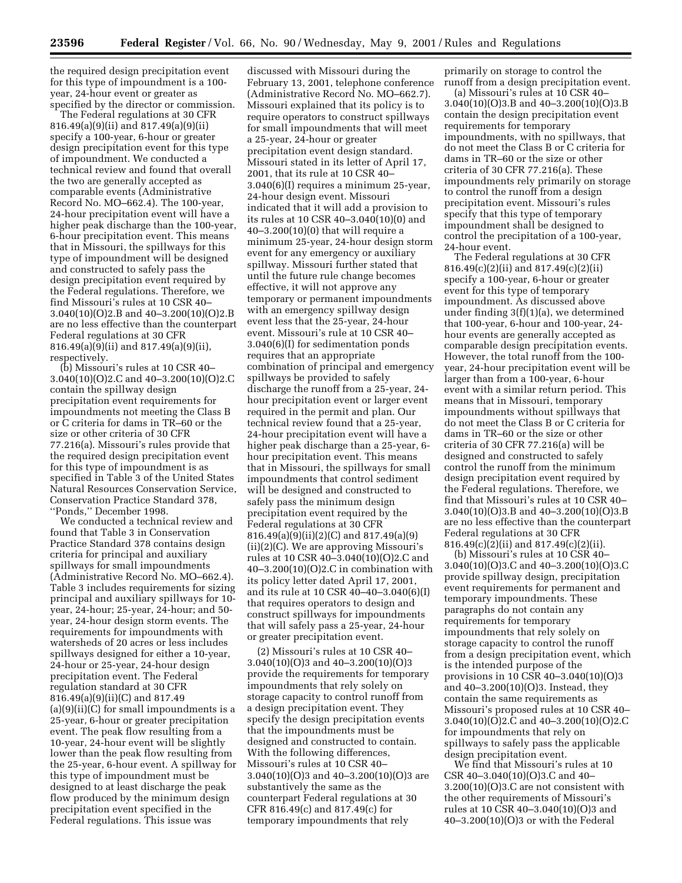the required design precipitation event for this type of impoundment is a 100-year, 24-hour event or greater as specified by the director or commission.

The Federal regulations at 30 CFR 816.49(a)(9)(ii) and 817.49(a)(9)(ii) specify a 100-year, 6-hour or greater design precipitation event for this type of impoundment. We conducted a technical review and found that overall the two are generally accepted as comparable events (Administrative Record No. MO–662.4). The 100-year, 24-hour precipitation event will have a higher peak discharge than the 100-year, 6-hour precipitation event. This means that in Missouri, the spillways for this type of impoundment will be designed and constructed to safely pass the design precipitation event required by the Federal regulations. Therefore, we find Missouri's rules at 10 CSR 40–3.040(10)(O)2.B and 40–3.200(10)(O)2.B are no less effective than the counterpart Federal regulations at 30 CFR 816.49(a)(9)(ii) and 817.49(a)(9)(ii), respectively.

(b) Missouri's rules at 10 CSR 40–3.040(10)(O)2.C and 40–3.200(10)(O)2.C contain the spillway design precipitation event requirements for impoundments not meeting the Class B or C criteria for dams in TR–60 or the size or other criteria of 30 CFR 77.216(a). Missouri's rules provide that the required design precipitation event for this type of impoundment is as specified in Table 3 of the United States Natural Resources Conservation Service, Conservation Practice Standard 378, "Ponds," December 1998.

We conducted a technical review and found that Table 3 in Conservation Practice Standard 378 contains design criteria for principal and auxiliary spillways for small impoundments (Administrative Record No. MO–662.4). Table 3 includes requirements for sizing principal and auxiliary spillways for 10-year, 24-hour; 25-year, 24-hour; and 50-year, 24-hour design storm events. The requirements for impoundments with watersheds of 20 acres or less includes spillways designed for either a 10-year, 24-hour or 25-year, 24-hour design precipitation event. The Federal regulation standard at 30 CFR 816.49(a)(9)(ii)(C) and 817.49 (a)(9)(ii)(C) for small impoundments is a 25-year, 6-hour or greater precipitation event. The peak flow resulting from a 10-year, 24-hour event will be slightly lower than the peak flow resulting from the 25-year, 6-hour event. A spillway for this type of impoundment must be designed to at least discharge the peak flow produced by the minimum design precipitation event specified in the Federal regulations. This issue was discussed with Missouri during the February 13, 2001, telephone conference (Administrative Record No. MO–662.7). Missouri explained that its policy is to require operators to construct spillways for small impoundments that will meet a 25-year, 24-hour or greater precipitation event design standard. Missouri stated in its letter of April 17, 2001, that its rule at 10 CSR 40–3.040(6)(I) requires a minimum 25-year, 24-hour design event. Missouri indicated that it will add a provision to its rules at 10 CSR 40–3.040(10)(0) and 40–3.200(10)(0) that will require a minimum 25-year, 24-hour design storm event for any emergency or auxiliary spillway. Missouri further stated that until the future rule change becomes effective, it will not approve any temporary or permanent impoundments with an emergency spillway design event less that the 25-year, 24-hour event. Missouri's rule at 10 CSR 40–3.040(6)(I) for sedimentation ponds requires that an appropriate combination of principal and emergency spillways be provided to safely discharge the runoff from a 25-year, 24-hour precipitation event or larger event required in the permit and plan. Our technical review found that a 25-year, 24-hour precipitation event will have a higher peak discharge than a 25-year, 6-hour precipitation event. This means that in Missouri, the spillways for small impoundments that control sediment will be designed and constructed to safely pass the minimum design precipitation event required by the Federal regulations at 30 CFR 816.49(a)(9)(ii)(2)(C) and 817.49(a)(9)(ii)(2)(C). We are approving Missouri's rules at 10 CSR 40–3.040(10)(O)2.C and 40–3.200(10)(O)2.C in combination with its policy letter dated April 17, 2001, and its rule at 10 CSR 40–40–3.040(6)(I) that requires operators to design and construct spillways for impoundments that will safely pass a 25-year, 24-hour or greater precipitation event.

(2) Missouri's rules at 10 CSR 40–3.040(10)(O)3 and 40–3.200(10)(O)3 provide the requirements for temporary impoundments that rely solely on storage capacity to control runoff from a design precipitation event. They specify the design precipitation events that the impoundments must be designed and constructed to contain. With the following differences, Missouri's rules at 10 CSR 40–3.040(10)(O)3 and 40–3.200(10)(O)3 are substantively the same as the counterpart Federal regulations at 30 CFR 816.49(c) and 817.49(c) for temporary impoundments that rely primarily on storage to control the runoff from a design precipitation event.

(a) Missouri's rules at 10 CSR 40–3.040(10)(O)3.B and 40–3.200(10)(O)3.B contain the design precipitation event requirements for temporary impoundments, with no spillways, that do not meet the Class B or C criteria for dams in TR–60 or the size or other criteria of 30 CFR 77.216(a). These impoundments rely primarily on storage to control the runoff from a design precipitation event. Missouri's rules specify that this type of temporary impoundment shall be designed to control the precipitation of a 100-year, 24-hour event.

The Federal regulations at 30 CFR 816.49(c)(2)(ii) and 817.49(c)(2)(ii) specify a 100-year, 6-hour or greater event for this type of temporary impoundment. As discussed above under finding 3(f)(1)(a), we determined that 100-year, 6-hour and 100-year, 24-hour events are generally accepted as comparable design precipitation events. However, the total runoff from the 100-year, 24-hour precipitation event will be larger than from a 100-year, 6-hour event with a similar return period. This means that in Missouri, temporary impoundments without spillways that do not meet the Class B or C criteria for dams in TR–60 or the size or other criteria of 30 CFR 77.216(a) will be designed and constructed to safely control the runoff from the minimum design precipitation event required by the Federal regulations. Therefore, we find that Missouri's rules at 10 CSR 40–3.040(10)(O)3.B and 40–3.200(10)(O)3.B are no less effective than the counterpart Federal regulations at 30 CFR 816.49(c)(2)(ii) and 817.49(c)(2)(ii).

(b) Missouri's rules at 10 CSR 40–3.040(10)(O)3.C and 40–3.200(10)(O)3.C provide spillway design, precipitation event requirements for permanent and temporary impoundments. These paragraphs do not contain any requirements for temporary impoundments that rely solely on storage capacity to control the runoff from a design precipitation event, which is the intended purpose of the provisions in 10 CSR 40–3.040(10)(O)3 and 40–3.200(10)(O)3. Instead, they contain the same requirements as Missouri's proposed rules at 10 CSR 40–3.040(10)(O)2.C and 40–3.200(10)(O)2.C for impoundments that rely on spillways to safely pass the applicable design precipitation event.

We find that Missouri's rules at 10 CSR 40–3.040(10)(O)3.C and 40–3.200(10)(O)3.C are not consistent with the other requirements of Missouri's rules at 10 CSR 40–3.040(10)(O)3 and 40–3.200(10)(O)3 or with the Federal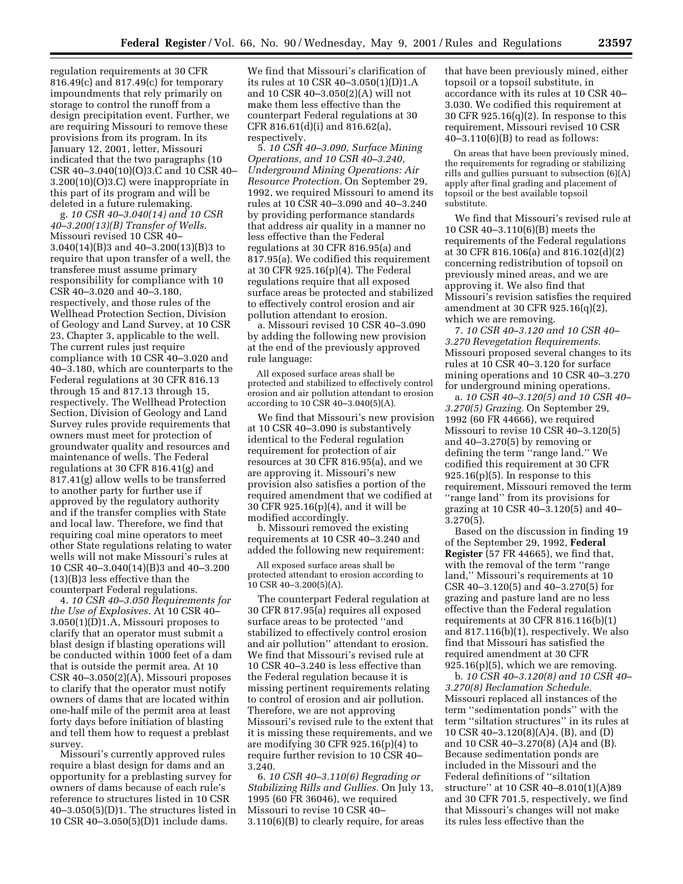regulation requirements at 30 CFR 816.49(c) and 817.49(c) for temporary impoundments that rely primarily on storage to control the runoff from a design precipitation event. Further, we are requiring Missouri to remove these provisions from its program. In its January 12, 2001, letter, Missouri indicated that the two paragraphs (10 CSR 40–3.040(10)(O)3.C and 10 CSR 40–3.200(10)(O)3.C) were inappropriate in this part of its program and will be deleted in a future rulemaking.

g. *10 CSR 40–3.040(14) and 10 CSR 40–3.200(13)(B) Transfer of Wells.* Missouri revised 10 CSR 40–3.040(14)(B)3 and 40–3.200(13)(B)3 to require that upon transfer of a well, the transferee must assume primary responsibility for compliance with 10 CSR 40–3.020 and 40–3.180, respectively, and those rules of the Wellhead Protection Section, Division of Geology and Land Survey, at 10 CSR 23, Chapter 3, applicable to the well. The current rules just require compliance with 10 CSR 40–3.020 and 40–3.180, which are counterparts to the Federal regulations at 30 CFR 816.13 through 15 and 817.13 through 15, respectively. The Wellhead Protection Section, Division of Geology and Land Survey rules provide requirements that owners must meet for protection of groundwater quality and resources and maintenance of wells. The Federal regulations at 30 CFR 816.41(g) and 817.41(g) allow wells to be transferred to another party for further use if approved by the regulatory authority and if the transfer complies with State and local law. Therefore, we find that requiring coal mine operators to meet other State regulations relating to water wells will not make Missouri's rules at 10 CSR 40–3.040(14)(B)3 and 40–3.200 (13)(B)3 less effective than the counterpart Federal regulations.

4. *10 CSR 40–3.050 Requirements for the Use of Explosives.* At 10 CSR 40–3.050(1)(D)1.A, Missouri proposes to clarify that an operator must submit a blast design if blasting operations will be conducted within 1000 feet of a dam that is outside the permit area. At 10 CSR 40–3.050(2)(A), Missouri proposes to clarify that the operator must notify owners of dams that are located within one-half mile of the permit area at least forty days before initiation of blasting and tell them how to request a preblast survey.

Missouri's currently approved rules require a blast design for dams and an opportunity for a preblasting survey for owners of dams because of each rule's reference to structures listed in 10 CSR 40–3.050(5)(D)1. The structures listed in 10 CSR 40–3.050(5)(D)1 include dams.

We find that Missouri's clarification of its rules at 10 CSR 40–3.050(1)(D)1.A and 10 CSR 40–3.050(2)(A) will not make them less effective than the counterpart Federal regulations at 30 CFR 816.61(d)(i) and 816.62(a), respectively.

5. *10 CSR 40–3.090, Surface Mining Operations, and 10 CSR 40–3.240, Underground Mining Operations: Air Resource Protection.* On September 29, 1992, we required Missouri to amend its rules at 10 CSR 40–3.090 and 40–3.240 by providing performance standards that address air quality in a manner no less effective than the Federal regulations at 30 CFR 816.95(a) and 817.95(a). We codified this requirement at 30 CFR 925.16(p)(4). The Federal regulations require that all exposed surface areas be protected and stabilized to effectively control erosion and air pollution attendant to erosion.

a. Missouri revised 10 CSR 40–3.090 by adding the following new provision at the end of the previously approved rule language:

> All exposed surface areas shall be protected and stabilized to effectively control erosion and air pollution attendant to erosion according to 10 CSR 40–3.040(5)(A).

We find that Missouri's new provision at 10 CSR 40–3.090 is substantively identical to the Federal regulation requirement for protection of air resources at 30 CFR 816.95(a), and we are approving it. Missouri's new provision also satisfies a portion of the required amendment that we codified at 30 CFR 925.16(p)(4), and it will be modified accordingly.

b. Missouri removed the existing requirements at 10 CSR 40–3.240 and added the following new requirement:

> All exposed surface areas shall be protected attendant to erosion according to 10 CSR 40–3.200(5)(A).

The counterpart Federal regulation at 30 CFR 817.95(a) requires all exposed surface areas to be protected "and stabilized to effectively control erosion and air pollution" attendant to erosion. We find that Missouri's revised rule at 10 CSR 40–3.240 is less effective than the Federal regulation because it is missing pertinent requirements relating to control of erosion and air pollution. Therefore, we are not approving Missouri's revised rule to the extent that it is missing these requirements, and we are modifying 30 CFR 925.16(p)(4) to require further revision to 10 CSR 40–3.240.

6. *10 CSR 40–3.110(6) Regrading or Stabilizing Rills and Gullies.* On July 13, 1995 (60 FR 36046), we required Missouri to revise 10 CSR 40–3.110(6)(B) to clearly require, for areas that have been previously mined, either topsoil or a topsoil substitute, in accordance with its rules at 10 CSR 40–3.030. We codified this requirement at 30 CFR 925.16(q)(2). In response to this requirement, Missouri revised 10 CSR 40–3.110(6)(B) to read as follows:

> On areas that have been previously mined, the requirements for regrading or stabilizing rills and gullies pursuant to subsection (6)(A) apply after final grading and placement of topsoil or the best available topsoil substitute.

We find that Missouri's revised rule at 10 CSR 40–3.110(6)(B) meets the requirements of the Federal regulations at 30 CFR 816.106(a) and 816.102(d)(2) concerning redistribution of topsoil on previously mined areas, and we are approving it. We also find that Missouri's revision satisfies the required amendment at 30 CFR 925.16(q)(2), which we are removing.

7. *10 CSR 40–3.120 and 10 CSR 40–3.270 Revegetation Requirements.* Missouri proposed several changes to its rules at 10 CSR 40–3.120 for surface mining operations and 10 CSR 40–3.270 for underground mining operations.

a. *10 CSR 40–3.120(5) and 10 CSR 40–3.270(5) Grazing.* On September 29, 1992 (60 FR 44666), we required Missouri to revise 10 CSR 40–3.120(5) and 40–3.270(5) by removing or defining the term "range land." We codified this requirement at 30 CFR 925.16(p)(5). In response to this requirement, Missouri removed the term "range land" from its provisions for grazing at 10 CSR 40–3.120(5) and 40–3.270(5).

Based on the discussion in finding 19 of the September 29, 1992, **Federal Register** (57 FR 44665), we find that, with the removal of the term "range land," Missouri's requirements at 10 CSR 40–3.120(5) and 40–3.270(5) for grazing and pasture land are no less effective than the Federal regulation requirements at 30 CFR 816.116(b)(1) and 817.116(b)(1), respectively. We also find that Missouri has satisfied the required amendment at 30 CFR 925.16(p)(5), which we are removing.

b. *10 CSR 40–3.120(8) and 10 CSR 40–3.270(8) Reclamation Schedule.* Missouri replaced all instances of the term "sedimentation ponds" with the term "siltation structures" in its rules at 10 CSR 40–3.120(8)(A)4, (B), and (D) and 10 CSR 40–3.270(8) (A)4 and (B). Because sedimentation ponds are included in the Missouri and the Federal definitions of "siltation structure" at 10 CSR 40–8.010(1)(A)89 and 30 CFR 701.5, respectively, we find that Missouri's changes will not make its rules less effective than the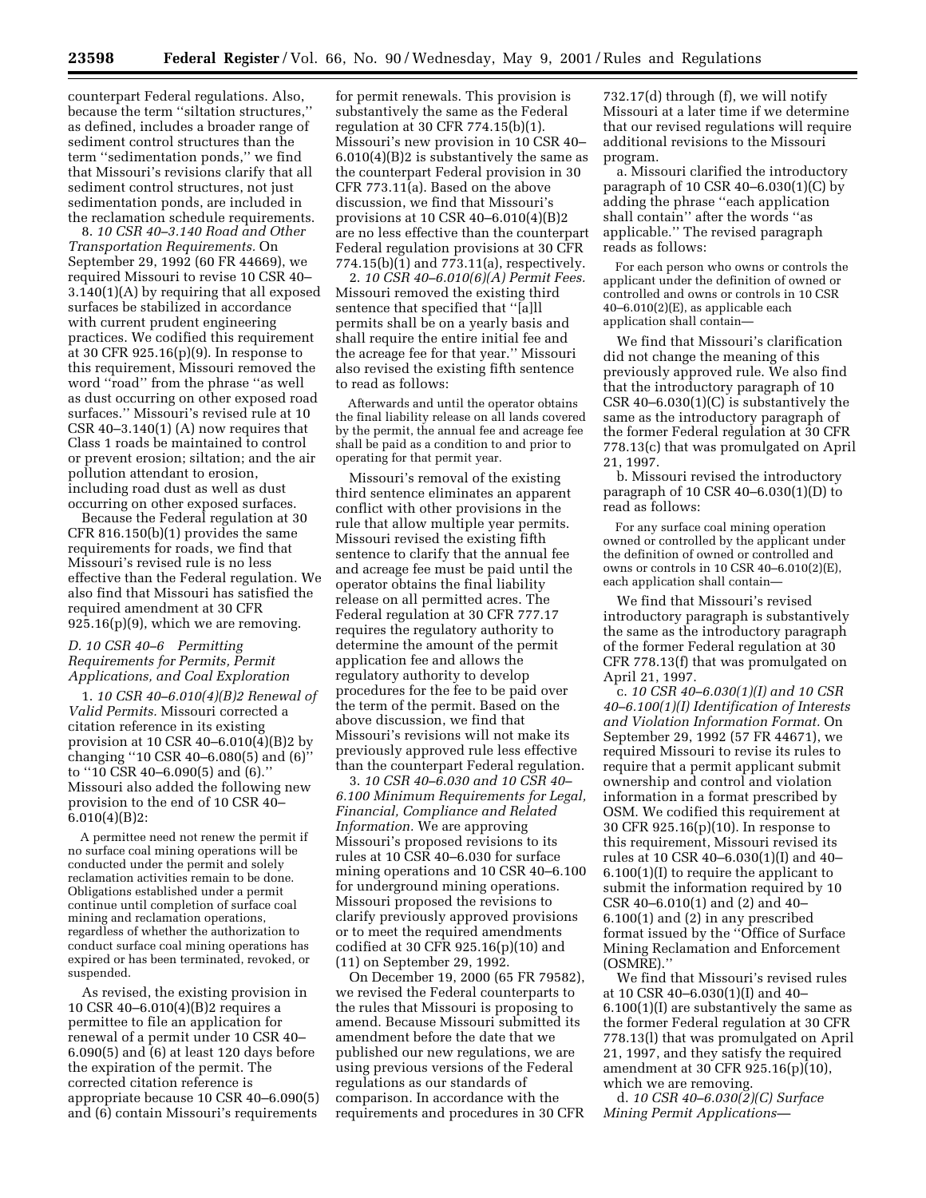counterpart Federal regulations. Also, because the term ''siltation structures,'' as defined, includes a broader range of sediment control structures than the term ''sedimentation ponds,'' we find that Missouri's revisions clarify that all sediment control structures, not just sedimentation ponds, are included in the reclamation schedule requirements.

8. *10 CSR 40–3.140 Road and Other Transportation Requirements.* On September 29, 1992 (60 FR 44669), we required Missouri to revise 10 CSR 40–3.140(1)(A) by requiring that all exposed surfaces be stabilized in accordance with current prudent engineering practices. We codified this requirement at 30 CFR 925.16(p)(9). In response to this requirement, Missouri removed the word ''road'' from the phrase ''as well as dust occurring on other exposed road surfaces.'' Missouri's revised rule at 10 CSR 40–3.140(1) (A) now requires that Class 1 roads be maintained to control or prevent erosion; siltation; and the air pollution attendant to erosion, including road dust as well as dust occurring on other exposed surfaces.

Because the Federal regulation at 30 CFR 816.150(b)(1) provides the same requirements for roads, we find that Missouri's revised rule is no less effective than the Federal regulation. We also find that Missouri has satisfied the required amendment at 30 CFR 925.16(p)(9), which we are removing.

### *D. 10 CSR 40–6 Permitting Requirements for Permits, Permit Applications, and Coal Exploration*

1. *10 CSR 40–6.010(4)(B)2 Renewal of Valid Permits.* Missouri corrected a citation reference in its existing provision at 10 CSR 40–6.010(4)(B)2 by changing ''10 CSR 40–6.080(5) and (6)'' to ''10 CSR 40–6.090(5) and (6).'' Missouri also added the following new provision to the end of 10 CSR 40–6.010(4)(B)2:

> A permittee need not renew the permit if no surface coal mining operations will be conducted under the permit and solely reclamation activities remain to be done. Obligations established under a permit continue until completion of surface coal mining and reclamation operations, regardless of whether the authorization to conduct surface coal mining operations has expired or has been terminated, revoked, or suspended.

As revised, the existing provision in 10 CSR 40–6.010(4)(B)2 requires a permittee to file an application for renewal of a permit under 10 CSR 40–6.090(5) and (6) at least 120 days before the expiration of the permit. The corrected citation reference is appropriate because 10 CSR 40–6.090(5) and (6) contain Missouri's requirements for permit renewals. This provision is substantively the same as the Federal regulation at 30 CFR 774.15(b)(1). Missouri's new provision in 10 CSR 40–6.010(4)(B)2 is substantively the same as the counterpart Federal provision in 30 CFR 773.11(a). Based on the above discussion, we find that Missouri's provisions at 10 CSR 40–6.010(4)(B)2 are no less effective than the counterpart Federal regulation provisions at 30 CFR 774.15(b)(1) and 773.11(a), respectively.

2. *10 CSR 40–6.010(6)(A) Permit Fees.* Missouri removed the existing third sentence that specified that ''[a]ll permits shall be on a yearly basis and shall require the entire initial fee and the acreage fee for that year.'' Missouri also revised the existing fifth sentence to read as follows:

> Afterwards and until the operator obtains the final liability release on all lands covered by the permit, the annual fee and acreage fee shall be paid as a condition to and prior to operating for that permit year.

Missouri's removal of the existing third sentence eliminates an apparent conflict with other provisions in the rule that allow multiple year permits. Missouri revised the existing fifth sentence to clarify that the annual fee and acreage fee must be paid until the operator obtains the final liability release on all permitted acres. The Federal regulation at 30 CFR 777.17 requires the regulatory authority to determine the amount of the permit application fee and allows the regulatory authority to develop procedures for the fee to be paid over the term of the permit. Based on the above discussion, we find that Missouri's revisions will not make its previously approved rule less effective than the counterpart Federal regulation.

3. *10 CSR 40–6.030 and 10 CSR 40–6.100 Minimum Requirements for Legal, Financial, Compliance and Related Information.* We are approving Missouri's proposed revisions to its rules at 10 CSR 40–6.030 for surface mining operations and 10 CSR 40–6.100 for underground mining operations. Missouri proposed the revisions to clarify previously approved provisions or to meet the required amendments codified at 30 CFR 925.16(p)(10) and (11) on September 29, 1992.

On December 19, 2000 (65 FR 79582), we revised the Federal counterparts to the rules that Missouri is proposing to amend. Because Missouri submitted its amendment before the date that we published our new regulations, we are using previous versions of the Federal regulations as our standards of comparison. In accordance with the requirements and procedures in 30 CFR 732.17(d) through (f), we will notify Missouri at a later time if we determine that our revised regulations will require additional revisions to the Missouri program.

a. Missouri clarified the introductory paragraph of 10 CSR 40–6.030(1)(C) by adding the phrase ''each application shall contain'' after the words ''as applicable.'' The revised paragraph reads as follows:

> For each person who owns or controls the applicant under the definition of owned or controlled and owns or controls in 10 CSR 40–6.010(2)(E), as applicable each application shall contain—

We find that Missouri's clarification did not change the meaning of this previously approved rule. We also find that the introductory paragraph of 10 CSR 40–6.030(1)(C) is substantively the same as the introductory paragraph of the former Federal regulation at 30 CFR 778.13(c) that was promulgated on April 21, 1997.

b. Missouri revised the introductory paragraph of 10 CSR 40–6.030(1)(D) to read as follows:

> For any surface coal mining operation owned or controlled by the applicant under the definition of owned or controlled and owns or controls in 10 CSR 40–6.010(2)(E), each application shall contain—

We find that Missouri's revised introductory paragraph is substantively the same as the introductory paragraph of the former Federal regulation at 30 CFR 778.13(f) that was promulgated on April 21, 1997.

c. *10 CSR 40–6.030(1)(I) and 10 CSR 40–6.100(1)(I) Identification of Interests and Violation Information Format.* On September 29, 1992 (57 FR 44671), we required Missouri to revise its rules to require that a permit applicant submit ownership and control and violation information in a format prescribed by OSM. We codified this requirement at 30 CFR 925.16(p)(10). In response to this requirement, Missouri revised its rules at 10 CSR 40–6.030(1)(I) and 40–6.100(1)(I) to require the applicant to submit the information required by 10 CSR 40–6.010(1) and (2) and 40–6.100(1) and (2) in any prescribed format issued by the ''Office of Surface Mining Reclamation and Enforcement (OSMRE).''

We find that Missouri's revised rules at 10 CSR 40–6.030(1)(I) and 40–6.100(1)(I) are substantively the same as the former Federal regulation at 30 CFR 778.13(l) that was promulgated on April 21, 1997, and they satisfy the required amendment at 30 CFR 925.16(p)(10), which we are removing.

d. *10 CSR 40–6.030(2)(C) Surface Mining Permit Applications—*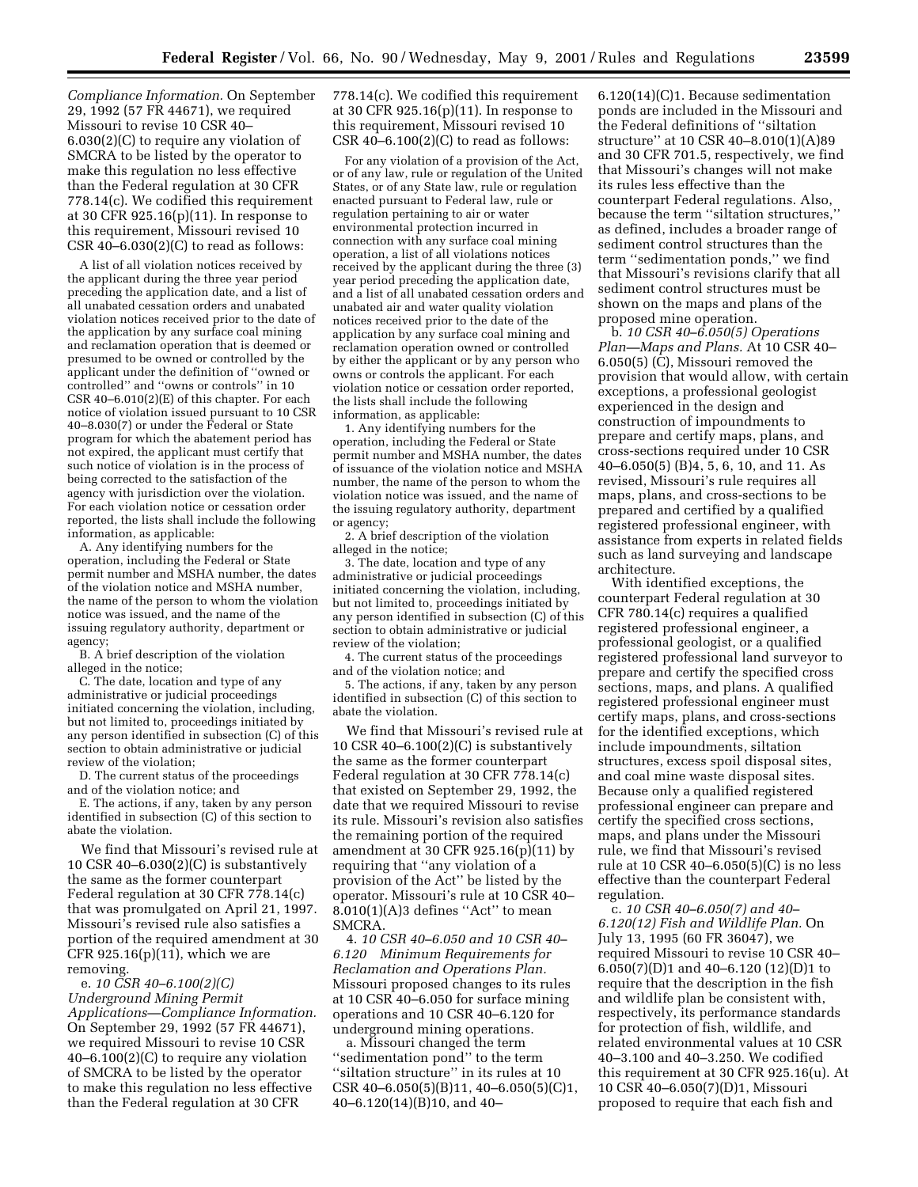*Compliance Information.* On September 29, 1992 (57 FR 44671), we required Missouri to revise 10 CSR 40–6.030(2)(C) to require any violation of SMCRA to be listed by the operator to make this regulation no less effective than the Federal regulation at 30 CFR 778.14(c). We codified this requirement at 30 CFR 925.16(p)(11). In response to this requirement, Missouri revised 10 CSR 40–6.030(2)(C) to read as follows:

A list of all violation notices received by the applicant during the three year period preceding the application date, and a list of all unabated cessation orders and unabated violation notices received prior to the date of the application by any surface coal mining and reclamation operation that is deemed or presumed to be owned or controlled by the applicant under the definition of ''owned or controlled'' and ''owns or controls'' in 10 CSR 40–6.010(2)(E) of this chapter. For each notice of violation issued pursuant to 10 CSR 40–8.030(7) or under the Federal or State program for which the abatement period has not expired, the applicant must certify that such notice of violation is in the process of being corrected to the satisfaction of the agency with jurisdiction over the violation. For each violation notice or cessation order reported, the lists shall include the following information, as applicable:

A. Any identifying numbers for the operation, including the Federal or State permit number and MSHA number, the dates of the violation notice and MSHA number, the name of the person to whom the violation notice was issued, and the name of the issuing regulatory authority, department or agency;

B. A brief description of the violation alleged in the notice;

C. The date, location and type of any administrative or judicial proceedings initiated concerning the violation, including, but not limited to, proceedings initiated by any person identified in subsection (C) of this section to obtain administrative or judicial review of the violation;

D. The current status of the proceedings and of the violation notice; and

E. The actions, if any, taken by any person identified in subsection (C) of this section to abate the violation.

We find that Missouri's revised rule at 10 CSR 40–6.030(2)(C) is substantively the same as the former counterpart Federal regulation at 30 CFR 778.14(c) that was promulgated on April 21, 1997. Missouri's revised rule also satisfies a portion of the required amendment at 30 CFR 925.16(p)(11), which we are removing.

e. *10 CSR 40–6.100(2)(C) Underground Mining Permit Applications—Compliance Information.* On September 29, 1992 (57 FR 44671), we required Missouri to revise 10 CSR 40–6.100(2)(C) to require any violation of SMCRA to be listed by the operator to make this regulation no less effective than the Federal regulation at 30 CFR 778.14(c). We codified this requirement at 30 CFR 925.16(p)(11). In response to this requirement, Missouri revised 10 CSR 40–6.100(2)(C) to read as follows:

For any violation of a provision of the Act, or of any law, rule or regulation of the United States, or of any State law, rule or regulation enacted pursuant to Federal law, rule or regulation pertaining to air or water environmental protection incurred in connection with any surface coal mining operation, a list of all violations notices received by the applicant during the three (3) year period preceding the application date, and a list of all unabated cessation orders and unabated air and water quality violation notices received prior to the date of the application by any surface coal mining and reclamation operation owned or controlled by either the applicant or by any person who owns or controls the applicant. For each violation notice or cessation order reported, the lists shall include the following information, as applicable:

1. Any identifying numbers for the operation, including the Federal or State permit number and MSHA number, the dates of issuance of the violation notice and MSHA number, the name of the person to whom the violation notice was issued, and the name of the issuing regulatory authority, department or agency;

2. A brief description of the violation alleged in the notice;

3. The date, location and type of any administrative or judicial proceedings initiated concerning the violation, including, but not limited to, proceedings initiated by any person identified in subsection (C) of this section to obtain administrative or judicial review of the violation;

4. The current status of the proceedings and of the violation notice; and

5. The actions, if any, taken by any person identified in subsection (C) of this section to abate the violation.

We find that Missouri's revised rule at 10 CSR 40–6.100(2)(C) is substantively the same as the former counterpart Federal regulation at 30 CFR 778.14(c) that existed on September 29, 1992, the date that we required Missouri to revise its rule. Missouri's revision also satisfies the remaining portion of the required amendment at 30 CFR 925.16(p)(11) by requiring that ''any violation of a provision of the Act'' be listed by the operator. Missouri's rule at 10 CSR 40–8.010(1)(A)3 defines ''Act'' to mean SMCRA.

4. *10 CSR 40–6.050 and 10 CSR 40–6.120 Minimum Requirements for Reclamation and Operations Plan.* Missouri proposed changes to its rules at 10 CSR 40–6.050 for surface mining operations and 10 CSR 40–6.120 for underground mining operations.

a. Missouri changed the term ''sedimentation pond'' to the term ''siltation structure'' in its rules at 10 CSR 40–6.050(5)(B)11, 40–6.050(5)(C)1, 40–6.120(14)(B)10, and 40–6.120(14)(C)1. Because sedimentation ponds are included in the Missouri and the Federal definitions of ''siltation structure'' at 10 CSR 40–8.010(1)(A)89 and 30 CFR 701.5, respectively, we find that Missouri's changes will not make its rules less effective than the counterpart Federal regulations. Also, because the term ''siltation structures,'' as defined, includes a broader range of sediment control structures than the term ''sedimentation ponds,'' we find that Missouri's revisions clarify that all sediment control structures must be shown on the maps and plans of the proposed mine operation.

b. *10 CSR 40–6.050(5) Operations Plan—Maps and Plans.* At 10 CSR 40–6.050(5) (C), Missouri removed the provision that would allow, with certain exceptions, a professional geologist experienced in the design and construction of impoundments to prepare and certify maps, plans, and cross-sections required under 10 CSR 40–6.050(5) (B)4, 5, 6, 10, and 11. As revised, Missouri's rule requires all maps, plans, and cross-sections to be prepared and certified by a qualified registered professional engineer, with assistance from experts in related fields such as land surveying and landscape architecture.

With identified exceptions, the counterpart Federal regulation at 30 CFR 780.14(c) requires a qualified registered professional engineer, a professional geologist, or a qualified registered professional land surveyor to prepare and certify the specified cross sections, maps, and plans. A qualified registered professional engineer must certify maps, plans, and cross-sections for the identified exceptions, which include impoundments, siltation structures, excess spoil disposal sites, and coal mine waste disposal sites. Because only a qualified registered professional engineer can prepare and certify the specified cross sections, maps, and plans under the Missouri rule, we find that Missouri's revised rule at 10 CSR 40–6.050(5)(C) is no less effective than the counterpart Federal regulation.

c. *10 CSR 40–6.050(7) and 40–6.120(12) Fish and Wildlife Plan.* On July 13, 1995 (60 FR 36047), we required Missouri to revise 10 CSR 40–6.050(7)(D)1 and 40–6.120 (12)(D)1 to require that the description in the fish and wildlife plan be consistent with, respectively, its performance standards for protection of fish, wildlife, and related environmental values at 10 CSR 40–3.100 and 40–3.250. We codified this requirement at 30 CFR 925.16(u). At 10 CSR 40–6.050(7)(D)1, Missouri proposed to require that each fish and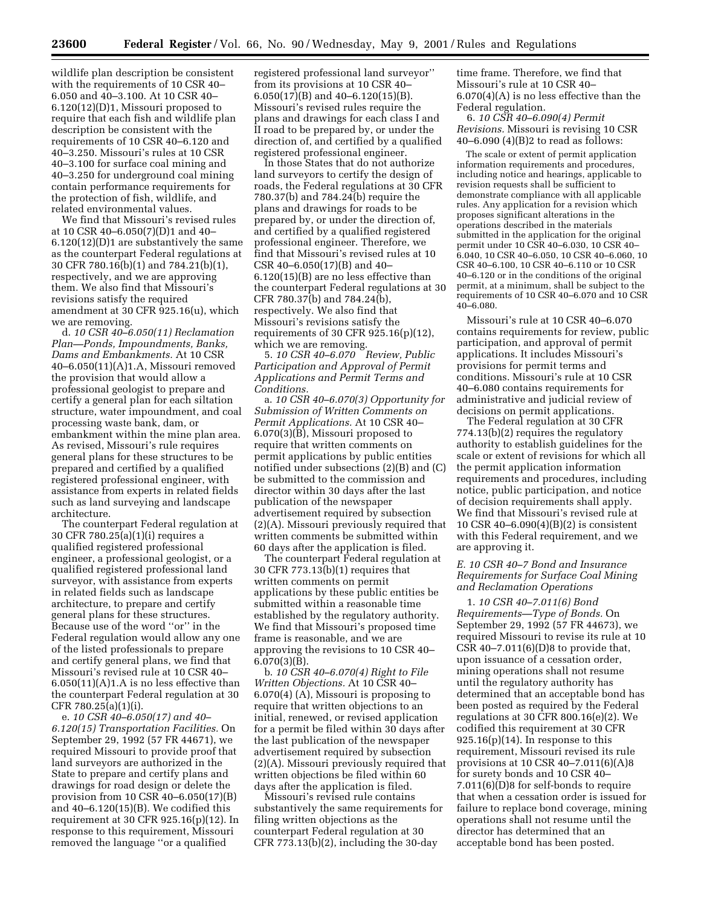wildlife plan description be consistent with the requirements of 10 CSR 40–6.050 and 40–3.100. At 10 CSR 40–6.120(12)(D)1, Missouri proposed to require that each fish and wildlife plan description be consistent with the requirements of 10 CSR 40–6.120 and 40–3.250. Missouri's rules at 10 CSR 40–3.100 for surface coal mining and 40–3.250 for underground coal mining contain performance requirements for the protection of fish, wildlife, and related environmental values.

We find that Missouri's revised rules at 10 CSR 40–6.050(7)(D)1 and 40–6.120(12)(D)1 are substantively the same as the counterpart Federal regulations at 30 CFR 780.16(b)(1) and 784.21(b)(1), respectively, and we are approving them. We also find that Missouri's revisions satisfy the required amendment at 30 CFR 925.16(u), which we are removing.

d. *10 CSR 40–6.050(11) Reclamation Plan—Ponds, Impoundments, Banks, Dams and Embankments.* At 10 CSR 40–6.050(11)(A)1.A, Missouri removed the provision that would allow a professional geologist to prepare and certify a general plan for each siltation structure, water impoundment, and coal processing waste bank, dam, or embankment within the mine plan area. As revised, Missouri's rule requires general plans for these structures to be prepared and certified by a qualified registered professional engineer, with assistance from experts in related fields such as land surveying and landscape architecture.

The counterpart Federal regulation at 30 CFR 780.25(a)(1)(i) requires a qualified registered professional engineer, a professional geologist, or a qualified registered professional land surveyor, with assistance from experts in related fields such as landscape architecture, to prepare and certify general plans for these structures. Because use of the word "or" in the Federal regulation would allow any one of the listed professionals to prepare and certify general plans, we find that Missouri's revised rule at 10 CSR 40–6.050(11)(A)1.A is no less effective than the counterpart Federal regulation at 30 CFR 780.25(a)(1)(i).

e. *10 CSR 40–6.050(17) and 40–6.120(15) Transportation Facilities.* On September 29, 1992 (57 FR 44671), we required Missouri to provide proof that land surveyors are authorized in the State to prepare and certify plans and drawings for road design or delete the provision from 10 CSR 40–6.050(17)(B) and 40–6.120(15)(B). We codified this requirement at 30 CFR 925.16(p)(12). In response to this requirement, Missouri removed the language "or a qualified registered professional land surveyor" from its provisions at 10 CSR 40–6.050(17)(B) and 40–6.120(15)(B). Missouri's revised rules require the plans and drawings for each class I and II road to be prepared by, or under the direction of, and certified by a qualified registered professional engineer.

In those States that do not authorize land surveyors to certify the design of roads, the Federal regulations at 30 CFR 780.37(b) and 784.24(b) require the plans and drawings for roads to be prepared by, or under the direction of, and certified by a qualified registered professional engineer. Therefore, we find that Missouri's revised rules at 10 CSR 40–6.050(17)(B) and 40–6.120(15)(B) are no less effective than the counterpart Federal regulations at 30 CFR 780.37(b) and 784.24(b), respectively. We also find that Missouri's revisions satisfy the requirements of 30 CFR 925.16(p)(12), which we are removing.

5. *10 CSR 40–6.070 Review, Public Participation and Approval of Permit Applications and Permit Terms and Conditions.*

a. *10 CSR 40–6.070(3) Opportunity for Submission of Written Comments on Permit Applications.* At 10 CSR 40–6.070(3)(B), Missouri proposed to require that written comments on permit applications by public entities notified under subsections (2)(B) and (C) be submitted to the commission and director within 30 days after the last publication of the newspaper advertisement required by subsection (2)(A). Missouri previously required that written comments be submitted within 60 days after the application is filed.

The counterpart Federal regulation at 30 CFR 773.13(b)(1) requires that written comments on permit applications by these public entities be submitted within a reasonable time established by the regulatory authority. We find that Missouri's proposed time frame is reasonable, and we are approving the revisions to 10 CSR 40–6.070(3)(B).

b. *10 CSR 40–6.070(4) Right to File Written Objections.* At 10 CSR 40–6.070(4) (A), Missouri is proposing to require that written objections to an initial, renewed, or revised application for a permit be filed within 30 days after the last publication of the newspaper advertisement required by subsection (2)(A). Missouri previously required that written objections be filed within 60 days after the application is filed.

Missouri's revised rule contains substantively the same requirements for filing written objections as the counterpart Federal regulation at 30 CFR 773.13(b)(2), including the 30-day time frame. Therefore, we find that Missouri's rule at 10 CSR 40–6.070(4)(A) is no less effective than the Federal regulation.

6. *10 CSR 40–6.090(4) Permit Revisions.* Missouri is revising 10 CSR 40–6.090 (4)(B)2 to read as follows:

> The scale or extent of permit application information requirements and procedures, including notice and hearings, applicable to revision requests shall be sufficient to demonstrate compliance with all applicable rules. Any application for a revision which proposes significant alterations in the operations described in the materials submitted in the application for the original permit under 10 CSR 40–6.030, 10 CSR 40–6.040, 10 CSR 40–6.050, 10 CSR 40–6.060, 10 CSR 40–6.100, 10 CSR 40–6.110 or 10 CSR 40–6.120 or in the conditions of the original permit, at a minimum, shall be subject to the requirements of 10 CSR 40–6.070 and 10 CSR 40–6.080.

Missouri's rule at 10 CSR 40–6.070 contains requirements for review, public participation, and approval of permit applications. It includes Missouri's provisions for permit terms and conditions. Missouri's rule at 10 CSR 40–6.080 contains requirements for administrative and judicial review of decisions on permit applications.

The Federal regulation at 30 CFR 774.13(b)(2) requires the regulatory authority to establish guidelines for the scale or extent of revisions for which all the permit application information requirements and procedures, including notice, public participation, and notice of decision requirements shall apply. We find that Missouri's revised rule at 10 CSR 40–6.090(4)(B)(2) is consistent with this Federal requirement, and we are approving it.

### *E. 10 CSR 40–7 Bond and Insurance Requirements for Surface Coal Mining and Reclamation Operations*

1. *10 CSR 40–7.011(6) Bond Requirements—Type of Bonds.* On September 29, 1992 (57 FR 44673), we required Missouri to revise its rule at 10 CSR 40–7.011(6)(D)8 to provide that, upon issuance of a cessation order, mining operations shall not resume until the regulatory authority has determined that an acceptable bond has been posted as required by the Federal regulations at 30 CFR 800.16(e)(2). We codified this requirement at 30 CFR 925.16(p)(14). In response to this requirement, Missouri revised its rule provisions at 10 CSR 40–7.011(6)(A)8 for surety bonds and 10 CSR 40–7.011(6)(D)8 for self-bonds to require that when a cessation order is issued for failure to replace bond coverage, mining operations shall not resume until the director has determined that an acceptable bond has been posted.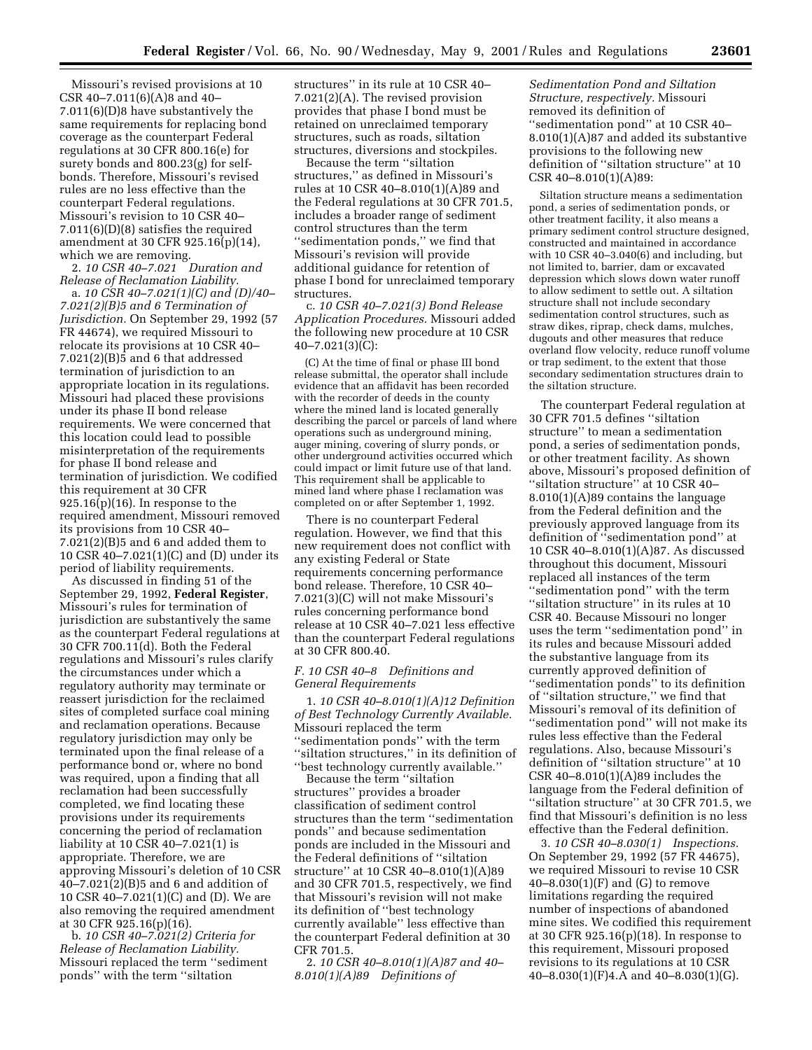Missouri's revised provisions at 10 CSR 40–7.011(6)(A)8 and 40–7.011(6)(D)8 have substantively the same requirements for replacing bond coverage as the counterpart Federal regulations at 30 CFR 800.16(e) for surety bonds and 800.23(g) for self-bonds. Therefore, Missouri's revised rules are no less effective than the counterpart Federal regulations. Missouri's revision to 10 CSR 40–7.011(6)(D)(8) satisfies the required amendment at 30 CFR 925.16(p)(14), which we are removing.

2. *10 CSR 40–7.021 Duration and Release of Reclamation Liability.*

a. *10 CSR 40–7.021(1)(C) and (D)/40–7.021(2)(B)5 and 6 Termination of Jurisdiction.* On September 29, 1992 (57 FR 44674), we required Missouri to relocate its provisions at 10 CSR 40–7.021(2)(B)5 and 6 that addressed termination of jurisdiction to an appropriate location in its regulations. Missouri had placed these provisions under its phase II bond release requirements. We were concerned that this location could lead to possible misinterpretation of the requirements for phase II bond release and termination of jurisdiction. We codified this requirement at 30 CFR 925.16(p)(16). In response to the required amendment, Missouri removed its provisions from 10 CSR 40–7.021(2)(B)5 and 6 and added them to 10 CSR 40–7.021(1)(C) and (D) under its period of liability requirements.

As discussed in finding 51 of the September 29, 1992, **Federal Register**, Missouri's rules for termination of jurisdiction are substantively the same as the counterpart Federal regulations at 30 CFR 700.11(d). Both the Federal regulations and Missouri's rules clarify the circumstances under which a regulatory authority may terminate or reassert jurisdiction for the reclaimed sites of completed surface coal mining and reclamation operations. Because regulatory jurisdiction may only be terminated upon the final release of a performance bond or, where no bond was required, upon a finding that all reclamation had been successfully completed, we find locating these provisions under its requirements concerning the period of reclamation liability at 10 CSR 40–7.021(1) is appropriate. Therefore, we are approving Missouri's deletion of 10 CSR 40–7.021(2)(B)5 and 6 and addition of 10 CSR 40–7.021(1)(C) and (D). We are also removing the required amendment at 30 CFR 925.16(p)(16).

b. *10 CSR 40–7.021(2) Criteria for Release of Reclamation Liability.* Missouri replaced the term ''sediment ponds'' with the term ''siltation structures'' in its rule at 10 CSR 40–7.021(2)(A). The revised provision provides that phase I bond must be retained on unreclaimed temporary structures, such as roads, siltation structures, diversions and stockpiles.

Because the term ''siltation structures,'' as defined in Missouri's rules at 10 CSR 40–8.010(1)(A)89 and the Federal regulations at 30 CFR 701.5, includes a broader range of sediment control structures than the term ''sedimentation ponds,'' we find that Missouri's revision will provide additional guidance for retention of phase I bond for unreclaimed temporary structures.

c. *10 CSR 40–7.021(3) Bond Release Application Procedures.* Missouri added the following new procedure at 10 CSR 40–7.021(3)(C):

> (C) At the time of final or phase III bond release submittal, the operator shall include evidence that an affidavit has been recorded with the recorder of deeds in the county where the mined land is located generally describing the parcel or parcels of land where operations such as underground mining, auger mining, covering of slurry ponds, or other underground activities occurred which could impact or limit future use of that land. This requirement shall be applicable to mined land where phase I reclamation was completed on or after September 1, 1992.

There is no counterpart Federal regulation. However, we find that this new requirement does not conflict with any existing Federal or State requirements concerning performance bond release. Therefore, 10 CSR 40–7.021(3)(C) will not make Missouri's rules concerning performance bond release at 10 CSR 40–7.021 less effective than the counterpart Federal regulations at 30 CFR 800.40.

### *F. 10 CSR 40–8 Definitions and General Requirements*

1. *10 CSR 40–8.010(1)(A)12 Definition of Best Technology Currently Available.* Missouri replaced the term ''sedimentation ponds'' with the term ''siltation structures,'' in its definition of ''best technology currently available.''

Because the term ''siltation structures'' provides a broader classification of sediment control structures than the term ''sedimentation ponds'' and because sedimentation ponds are included in the Missouri and the Federal definitions of ''siltation structure'' at 10 CSR 40–8.010(1)(A)89 and 30 CFR 701.5, respectively, we find that Missouri's revision will not make its definition of ''best technology currently available'' less effective than the counterpart Federal definition at 30 CFR 701.5.

2. *10 CSR 40–8.010(1)(A)87 and 40–8.010(1)(A)89 Definitions of Sedimentation Pond and Siltation Structure, respectively.* Missouri removed its definition of ''sedimentation pond'' at 10 CSR 40–8.010(1)(A)87 and added its substantive provisions to the following new definition of ''siltation structure'' at 10 CSR 40–8.010(1)(A)89:

> Siltation structure means a sedimentation pond, a series of sedimentation ponds, or other treatment facility, it also means a primary sediment control structure designed, constructed and maintained in accordance with 10 CSR 40–3.040(6) and including, but not limited to, barrier, dam or excavated depression which slows down water runoff to allow sediment to settle out. A siltation structure shall not include secondary sedimentation control structures, such as straw dikes, riprap, check dams, mulches, dugouts and other measures that reduce overland flow velocity, reduce runoff volume or trap sediment, to the extent that those secondary sedimentation structures drain to the siltation structure.

The counterpart Federal regulation at 30 CFR 701.5 defines ''siltation structure'' to mean a sedimentation pond, a series of sedimentation ponds, or other treatment facility. As shown above, Missouri's proposed definition of ''siltation structure'' at 10 CSR 40–8.010(1)(A)89 contains the language from the Federal definition and the previously approved language from its definition of ''sedimentation pond'' at 10 CSR 40–8.010(1)(A)87. As discussed throughout this document, Missouri replaced all instances of the term ''sedimentation pond'' with the term ''siltation structure'' in its rules at 10 CSR 40. Because Missouri no longer uses the term ''sedimentation pond'' in its rules and because Missouri added the substantive language from its currently approved definition of ''sedimentation ponds'' to its definition of ''siltation structure,'' we find that Missouri's removal of its definition of ''sedimentation pond'' will not make its rules less effective than the Federal regulations. Also, because Missouri's definition of ''siltation structure'' at 10 CSR 40–8.010(1)(A)89 includes the language from the Federal definition of ''siltation structure'' at 30 CFR 701.5, we find that Missouri's definition is no less effective than the Federal definition.

3. *10 CSR 40–8.030(1) Inspections.* On September 29, 1992 (57 FR 44675), we required Missouri to revise 10 CSR 40–8.030(1)(F) and (G) to remove limitations regarding the required number of inspections of abandoned mine sites. We codified this requirement at 30 CFR 925.16(p)(18). In response to this requirement, Missouri proposed revisions to its regulations at 10 CSR 40–8.030(1)(F)4.A and 40–8.030(1)(G).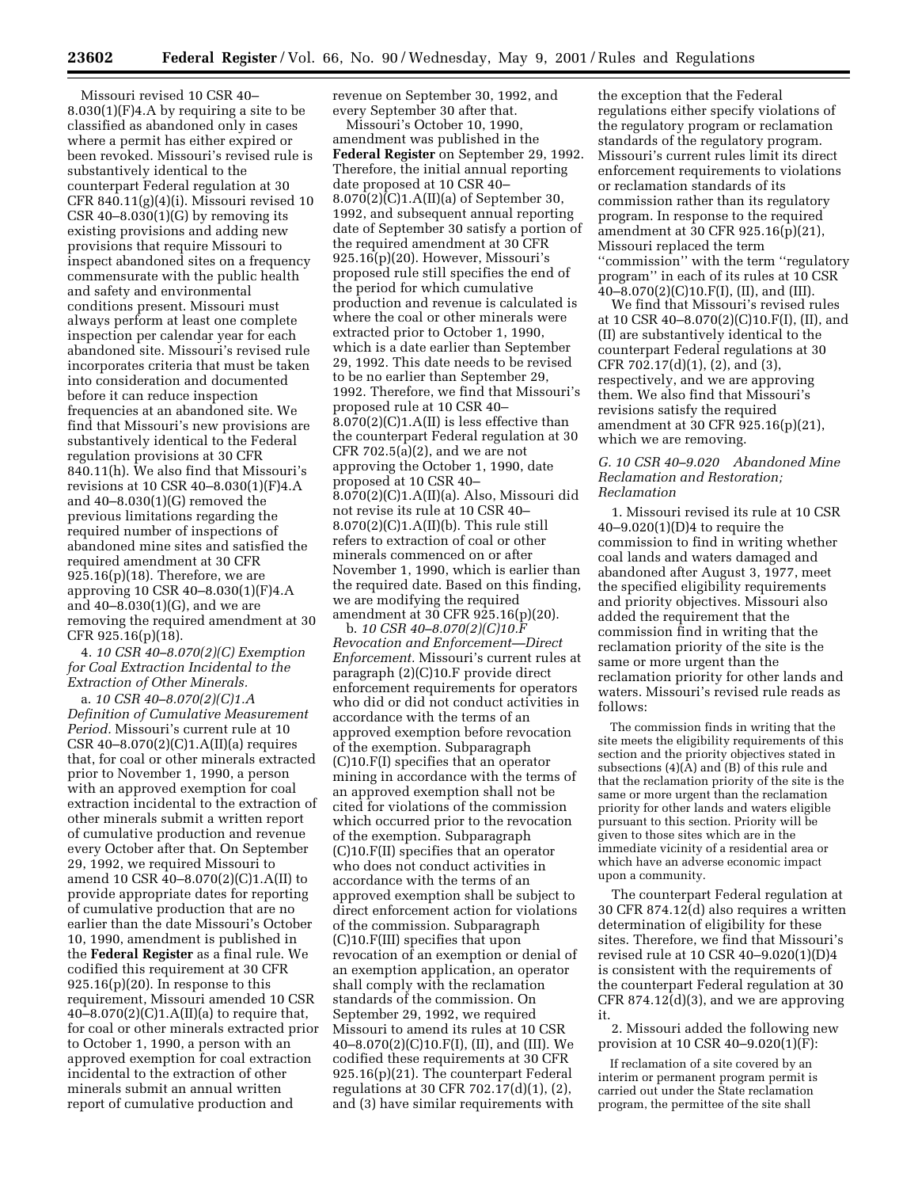Missouri revised 10 CSR 40–8.030(1)(F)4.A by requiring a site to be classified as abandoned only in cases where a permit has either expired or been revoked. Missouri's revised rule is substantively identical to the counterpart Federal regulation at 30 CFR 840.11(g)(4)(i). Missouri revised 10 CSR 40–8.030(1)(G) by removing its existing provisions and adding new provisions that require Missouri to inspect abandoned sites on a frequency commensurate with the public health and safety and environmental conditions present. Missouri must always perform at least one complete inspection per calendar year for each abandoned site. Missouri's revised rule incorporates criteria that must be taken into consideration and documented before it can reduce inspection frequencies at an abandoned site. We find that Missouri's new provisions are substantively identical to the Federal regulation provisions at 30 CFR 840.11(h). We also find that Missouri's revisions at 10 CSR 40–8.030(1)(F)4.A and 40–8.030(1)(G) removed the previous limitations regarding the required number of inspections of abandoned mine sites and satisfied the required amendment at 30 CFR 925.16(p)(18). Therefore, we are approving 10 CSR 40–8.030(1)(F)4.A and 40–8.030(1)(G), and we are removing the required amendment at 30 CFR 925.16(p)(18).

4. *10 CSR 40–8.070(2)(C) Exemption for Coal Extraction Incidental to the Extraction of Other Minerals.*

a. *10 CSR 40–8.070(2)(C)1.A Definition of Cumulative Measurement Period.* Missouri's current rule at 10 CSR 40–8.070(2)(C)1.A(II)(a) requires that, for coal or other minerals extracted prior to November 1, 1990, a person with an approved exemption for coal extraction incidental to the extraction of other minerals submit a written report of cumulative production and revenue every October after that. On September 29, 1992, we required Missouri to amend 10 CSR 40–8.070(2)(C)1.A(II) to provide appropriate dates for reporting of cumulative production that are no earlier than the date Missouri's October 10, 1990, amendment is published in the **Federal Register** as a final rule. We codified this requirement at 30 CFR 925.16(p)(20). In response to this requirement, Missouri amended 10 CSR 40–8.070(2)(C)1.A(II)(a) to require that, for coal or other minerals extracted prior to October 1, 1990, a person with an approved exemption for coal extraction incidental to the extraction of other minerals submit an annual written report of cumulative production and revenue on September 30, 1992, and every September 30 after that.

Missouri's October 10, 1990, amendment was published in the **Federal Register** on September 29, 1992. Therefore, the initial annual reporting date proposed at 10 CSR 40–8.070(2)(C)1.A(II)(a) of September 30, 1992, and subsequent annual reporting date of September 30 satisfy a portion of the required amendment at 30 CFR 925.16(p)(20). However, Missouri's proposed rule still specifies the end of the period for which cumulative production and revenue is calculated is where the coal or other minerals were extracted prior to October 1, 1990, which is a date earlier than September 29, 1992. This date needs to be revised to be no earlier than September 29, 1992. Therefore, we find that Missouri's proposed rule at 10 CSR 40–8.070(2)(C)1.A(II) is less effective than the counterpart Federal regulation at 30 CFR 702.5(a)(2), and we are not approving the October 1, 1990, date proposed at 10 CSR 40–8.070(2)(C)1.A(II)(a). Also, Missouri did not revise its rule at 10 CSR 40–8.070(2)(C)1.A(II)(b). This rule still refers to extraction of coal or other minerals commenced on or after November 1, 1990, which is earlier than the required date. Based on this finding, we are modifying the required amendment at 30 CFR 925.16(p)(20).

b. *10 CSR 40–8.070(2)(C)10.F Revocation and Enforcement—Direct Enforcement.* Missouri's current rules at paragraph (2)(C)10.F provide direct enforcement requirements for operators who did or did not conduct activities in accordance with the terms of an approved exemption before revocation of the exemption. Subparagraph (C)10.F(I) specifies that an operator mining in accordance with the terms of an approved exemption shall not be cited for violations of the commission which occurred prior to the revocation of the exemption. Subparagraph (C)10.F(II) specifies that an operator who does not conduct activities in accordance with the terms of an approved exemption shall be subject to direct enforcement action for violations of the commission. Subparagraph (C)10.F(III) specifies that upon revocation of an exemption or denial of an exemption application, an operator shall comply with the reclamation standards of the commission. On September 29, 1992, we required Missouri to amend its rules at 10 CSR 40–8.070(2)(C)10.F(I), (II), and (III). We codified these requirements at 30 CFR 925.16(p)(21). The counterpart Federal regulations at 30 CFR 702.17(d)(1), (2), and (3) have similar requirements with the exception that the Federal regulations either specify violations of the regulatory program or reclamation standards of the regulatory program. Missouri's current rules limit its direct enforcement requirements to violations or reclamation standards of its commission rather than its regulatory program. In response to the required amendment at 30 CFR 925.16(p)(21), Missouri replaced the term ''commission'' with the term ''regulatory program'' in each of its rules at 10 CSR 40–8.070(2)(C)10.F(I), (II), and (III).

We find that Missouri's revised rules at 10 CSR 40–8.070(2)(C)10.F(I), (II), and (II) are substantively identical to the counterpart Federal regulations at 30 CFR 702.17(d)(1), (2), and (3), respectively, and we are approving them. We also find that Missouri's revisions satisfy the required amendment at 30 CFR 925.16(p)(21), which we are removing.

### *G. 10 CSR 40–9.020 Abandoned Mine Reclamation and Restoration; Reclamation*

1. Missouri revised its rule at 10 CSR 40–9.020(1)(D)4 to require the commission to find in writing whether coal lands and waters damaged and abandoned after August 3, 1977, meet the specified eligibility requirements and priority objectives. Missouri also added the requirement that the commission find in writing that the reclamation priority of the site is the same or more urgent than the reclamation priority for other lands and waters. Missouri's revised rule reads as follows:

> The commission finds in writing that the site meets the eligibility requirements of this section and the priority objectives stated in subsections (4)(A) and (B) of this rule and that the reclamation priority of the site is the same or more urgent than the reclamation priority for other lands and waters eligible pursuant to this section. Priority will be given to those sites which are in the immediate vicinity of a residential area or which have an adverse economic impact upon a community.

The counterpart Federal regulation at 30 CFR 874.12(d) also requires a written determination of eligibility for these sites. Therefore, we find that Missouri's revised rule at 10 CSR 40–9.020(1)(D)4 is consistent with the requirements of the counterpart Federal regulation at 30 CFR 874.12(d)(3), and we are approving it.

2. Missouri added the following new provision at 10 CSR 40–9.020(1)(F):

> If reclamation of a site covered by an interim or permanent program permit is carried out under the State reclamation program, the permittee of the site shall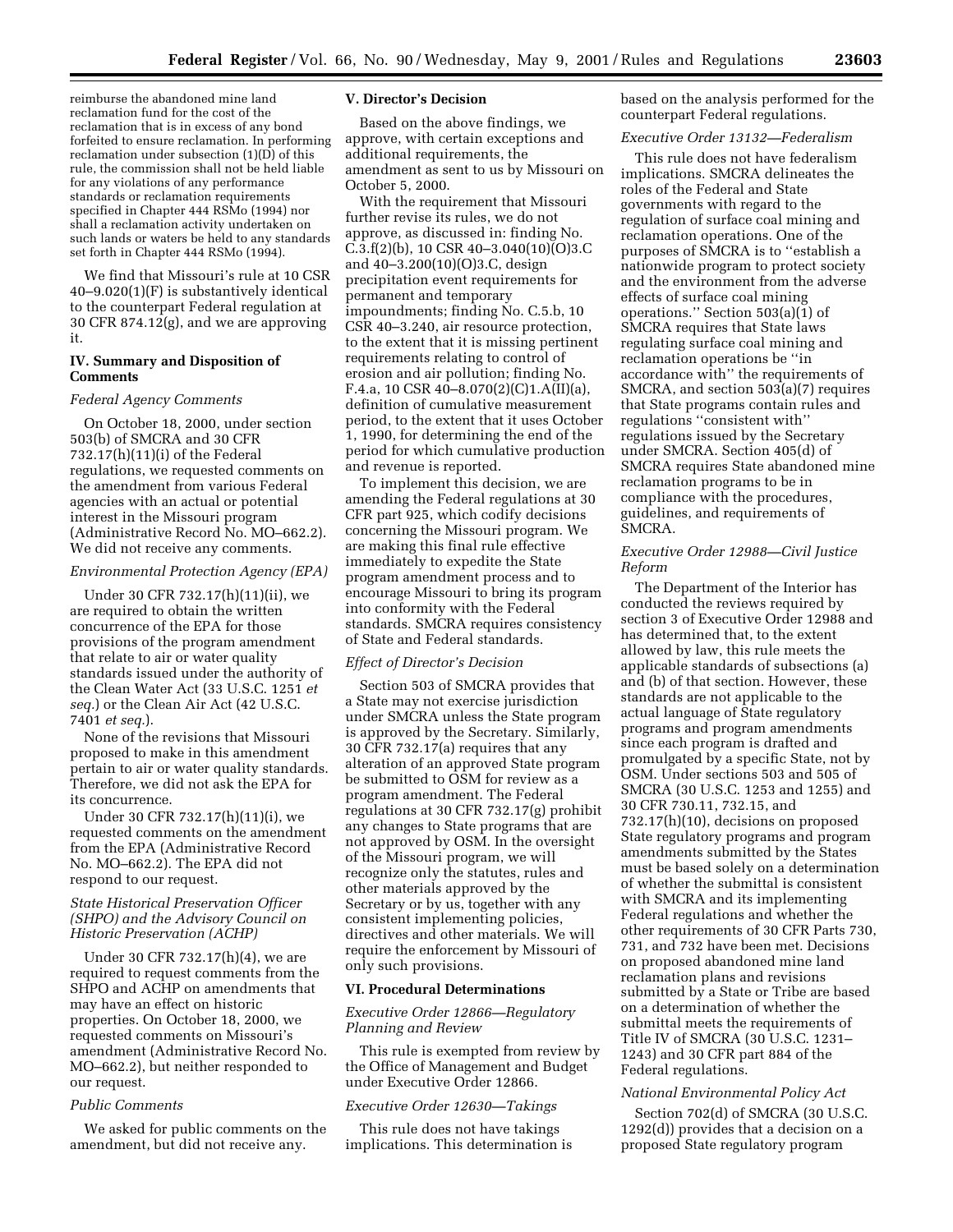reimburse the abandoned mine land reclamation fund for the cost of the reclamation that is in excess of any bond forfeited to ensure reclamation. In performing reclamation under subsection (1)(D) of this rule, the commission shall not be held liable for any violations of any performance standards or reclamation requirements specified in Chapter 444 RSMo (1994) nor shall a reclamation activity undertaken on such lands or waters be held to any standards set forth in Chapter 444 RSMo (1994).

We find that Missouri's rule at 10 CSR 40–9.020(1)(F) is substantively identical to the counterpart Federal regulation at 30 CFR 874.12(g), and we are approving it.

## IV. Summary and Disposition of Comments

*Federal Agency Comments*

On October 18, 2000, under section 503(b) of SMCRA and 30 CFR 732.17(h)(11)(i) of the Federal regulations, we requested comments on the amendment from various Federal agencies with an actual or potential interest in the Missouri program (Administrative Record No. MO–662.2). We did not receive any comments.

*Environmental Protection Agency (EPA)*

Under 30 CFR 732.17(h)(11)(ii), we are required to obtain the written concurrence of the EPA for those provisions of the program amendment that relate to air or water quality standards issued under the authority of the Clean Water Act (33 U.S.C. 1251 *et seq.*) or the Clean Air Act (42 U.S.C. 7401 *et seq.*).

None of the revisions that Missouri proposed to make in this amendment pertain to air or water quality standards. Therefore, we did not ask the EPA for its concurrence.

Under 30 CFR 732.17(h)(11)(i), we requested comments on the amendment from the EPA (Administrative Record No. MO–662.2). The EPA did not respond to our request.

*State Historical Preservation Officer (SHPO) and the Advisory Council on Historic Preservation (ACHP)*

Under 30 CFR 732.17(h)(4), we are required to request comments from the SHPO and ACHP on amendments that may have an effect on historic properties. On October 18, 2000, we requested comments on Missouri's amendment (Administrative Record No. MO–662.2), but neither responded to our request.

*Public Comments*

We asked for public comments on the amendment, but did not receive any.

## V. Director's Decision

Based on the above findings, we approve, with certain exceptions and additional requirements, the amendment as sent to us by Missouri on October 5, 2000.

With the requirement that Missouri further revise its rules, we do not approve, as discussed in: finding No. C.3.f(2)(b), 10 CSR 40–3.040(10)(O)3.C and 40–3.200(10)(O)3.C, design precipitation event requirements for permanent and temporary impoundments; finding No. C.5.b, 10 CSR 40–3.240, air resource protection, to the extent that it is missing pertinent requirements relating to control of erosion and air pollution; finding No. F.4.a, 10 CSR 40–8.070(2)(C)1.A(II)(a), definition of cumulative measurement period, to the extent that it uses October 1, 1990, for determining the end of the period for which cumulative production and revenue is reported.

To implement this decision, we are amending the Federal regulations at 30 CFR part 925, which codify decisions concerning the Missouri program. We are making this final rule effective immediately to expedite the State program amendment process and to encourage Missouri to bring its program into conformity with the Federal standards. SMCRA requires consistency of State and Federal standards.

*Effect of Director's Decision*

Section 503 of SMCRA provides that a State may not exercise jurisdiction under SMCRA unless the State program is approved by the Secretary. Similarly, 30 CFR 732.17(a) requires that any alteration of an approved State program be submitted to OSM for review as a program amendment. The Federal regulations at 30 CFR 732.17(g) prohibit any changes to State programs that are not approved by OSM. In the oversight of the Missouri program, we will recognize only the statutes, rules and other materials approved by the Secretary or by us, together with any consistent implementing policies, directives and other materials. We will require the enforcement by Missouri of only such provisions.

## VI. Procedural Determinations

*Executive Order 12866—Regulatory Planning and Review*

This rule is exempted from review by the Office of Management and Budget under Executive Order 12866.

*Executive Order 12630—Takings*

This rule does not have takings implications. This determination is based on the analysis performed for the counterpart Federal regulations.

*Executive Order 13132—Federalism*

This rule does not have federalism implications. SMCRA delineates the roles of the Federal and State governments with regard to the regulation of surface coal mining and reclamation operations. One of the purposes of SMCRA is to "establish a nationwide program to protect society and the environment from the adverse effects of surface coal mining operations." Section 503(a)(1) of SMCRA requires that State laws regulating surface coal mining and reclamation operations be "in accordance with" the requirements of SMCRA, and section 503(a)(7) requires that State programs contain rules and regulations "consistent with" regulations issued by the Secretary under SMCRA. Section 405(d) of SMCRA requires State abandoned mine reclamation programs to be in compliance with the procedures, guidelines, and requirements of SMCRA.

*Executive Order 12988—Civil Justice Reform*

The Department of the Interior has conducted the reviews required by section 3 of Executive Order 12988 and has determined that, to the extent allowed by law, this rule meets the applicable standards of subsections (a) and (b) of that section. However, these standards are not applicable to the actual language of State regulatory programs and program amendments since each program is drafted and promulgated by a specific State, not by OSM. Under sections 503 and 505 of SMCRA (30 U.S.C. 1253 and 1255) and 30 CFR 730.11, 732.15, and 732.17(h)(10), decisions on proposed State regulatory programs and program amendments submitted by the States must be based solely on a determination of whether the submittal is consistent with SMCRA and its implementing Federal regulations and whether the other requirements of 30 CFR Parts 730, 731, and 732 have been met. Decisions on proposed abandoned mine land reclamation plans and revisions submitted by a State or Tribe are based on a determination of whether the submittal meets the requirements of Title IV of SMCRA (30 U.S.C. 1231–1243) and 30 CFR part 884 of the Federal regulations.

*National Environmental Policy Act*

Section 702(d) of SMCRA (30 U.S.C. 1292(d)) provides that a decision on a proposed State regulatory program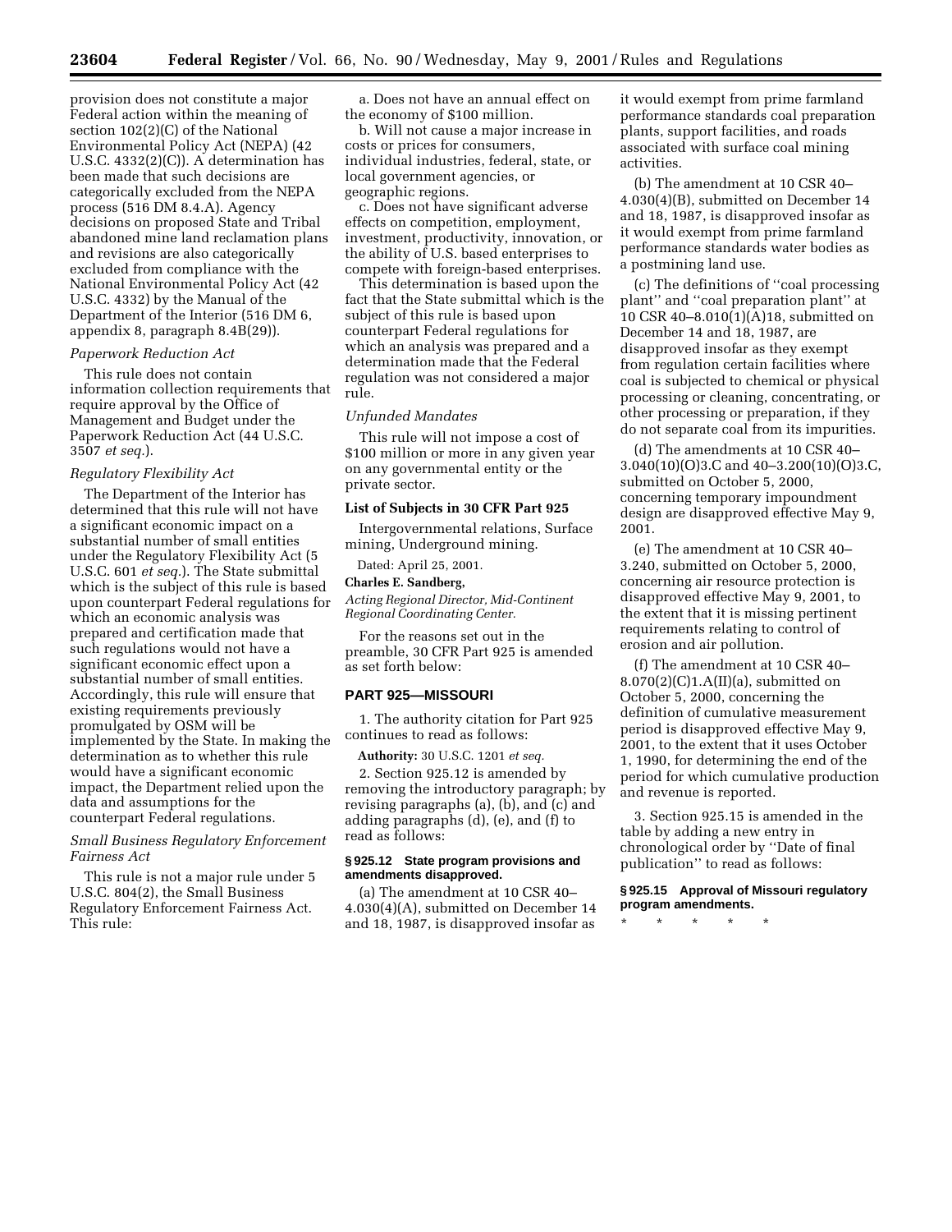provision does not constitute a major Federal action within the meaning of section 102(2)(C) of the National Environmental Policy Act (NEPA) (42 U.S.C. 4332(2)(C)). A determination has been made that such decisions are categorically excluded from the NEPA process (516 DM 8.4.A). Agency decisions on proposed State and Tribal abandoned mine land reclamation plans and revisions are also categorically excluded from compliance with the National Environmental Policy Act (42 U.S.C. 4332) by the Manual of the Department of the Interior (516 DM 6, appendix 8, paragraph 8.4B(29)).

*Paperwork Reduction Act*

This rule does not contain information collection requirements that require approval by the Office of Management and Budget under the Paperwork Reduction Act (44 U.S.C. 3507 *et seq.*).

*Regulatory Flexibility Act*

The Department of the Interior has determined that this rule will not have a significant economic impact on a substantial number of small entities under the Regulatory Flexibility Act (5 U.S.C. 601 *et seq.*). The State submittal which is the subject of this rule is based upon counterpart Federal regulations for which an economic analysis was prepared and certification made that such regulations would not have a significant economic effect upon a substantial number of small entities. Accordingly, this rule will ensure that existing requirements previously promulgated by OSM will be implemented by the State. In making the determination as to whether this rule would have a significant economic impact, the Department relied upon the data and assumptions for the counterpart Federal regulations.

*Small Business Regulatory Enforcement Fairness Act*

This rule is not a major rule under 5 U.S.C. 804(2), the Small Business Regulatory Enforcement Fairness Act. This rule:

a. Does not have an annual effect on the economy of $100 million.

b. Will not cause a major increase in costs or prices for consumers, individual industries, federal, state, or local government agencies, or geographic regions.

c. Does not have significant adverse effects on competition, employment, investment, productivity, innovation, or the ability of U.S. based enterprises to compete with foreign-based enterprises.

This determination is based upon the fact that the State submittal which is the subject of this rule is based upon counterpart Federal regulations for which an analysis was prepared and a determination made that the Federal regulation was not considered a major rule.

*Unfunded Mandates*

This rule will not impose a cost of $100 million or more in any given year on any governmental entity or the private sector.

**List of Subjects in 30 CFR Part 925**

Intergovernmental relations, Surface mining, Underground mining.

Dated: April 25, 2001.

**Charles E. Sandberg,**

*Acting Regional Director, Mid-Continent Regional Coordinating Center.*

For the reasons set out in the preamble, 30 CFR Part 925 is amended as set forth below:

## PART 925—MISSOURI

1. The authority citation for Part 925 continues to read as follows:

**Authority:** 30 U.S.C. 1201 *et seq.*

2. Section 925.12 is amended by removing the introductory paragraph; by revising paragraphs (a), (b), and (c) and adding paragraphs (d), (e), and (f) to read as follows:

### § 925.12 State program provisions and amendments disapproved.

(a) The amendment at 10 CSR 40–4.030(4)(A), submitted on December 14 and 18, 1987, is disapproved insofar as it would exempt from prime farmland performance standards coal preparation plants, support facilities, and roads associated with surface coal mining activities.

(b) The amendment at 10 CSR 40–4.030(4)(B), submitted on December 14 and 18, 1987, is disapproved insofar as it would exempt from prime farmland performance standards water bodies as a postmining land use.

(c) The definitions of ''coal processing plant'' and ''coal preparation plant'' at 10 CSR 40–8.010(1)(A)18, submitted on December 14 and 18, 1987, are disapproved insofar as they exempt from regulation certain facilities where coal is subjected to chemical or physical processing or cleaning, concentrating, or other processing or preparation, if they do not separate coal from its impurities.

(d) The amendments at 10 CSR 40–3.040(10)(O)3.C and 40–3.200(10)(O)3.C, submitted on October 5, 2000, concerning temporary impoundment design are disapproved effective May 9, 2001.

(e) The amendment at 10 CSR 40–3.240, submitted on October 5, 2000, concerning air resource protection is disapproved effective May 9, 2001, to the extent that it is missing pertinent requirements relating to control of erosion and air pollution.

(f) The amendment at 10 CSR 40–8.070(2)(C)1.A(II)(a), submitted on October 5, 2000, concerning the definition of cumulative measurement period is disapproved effective May 9, 2001, to the extent that it uses October 1, 1990, for determining the end of the period for which cumulative production and revenue is reported.

3. Section 925.15 is amended in the table by adding a new entry in chronological order by ''Date of final publication'' to read as follows:

### § 925.15 Approval of Missouri regulatory program amendments.

\* \* \* \* \*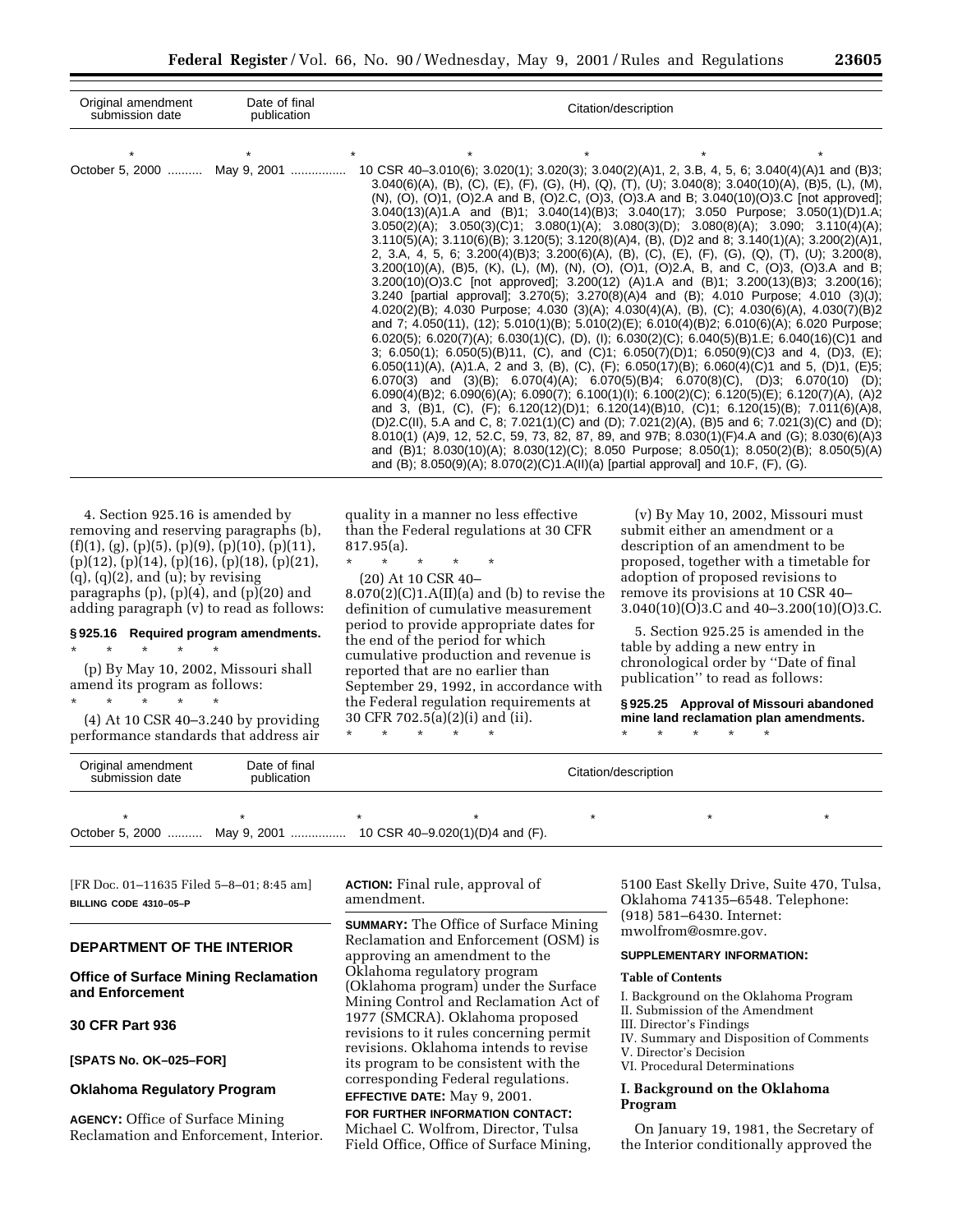| Original amendment submission date | Date of final publication | Citation/description |
| --- | --- | --- |
| * | * | * * * * * |
| October 5, 2000 .......... | May 9, 2001 ................ | 10 CSR 40–3.010(6); 3.020(1); 3.020(3); 3.040(2)(A)1, 2, 3.B, 4, 5, 6; 3.040(4)(A)1 and (B)3; 3.040(6)(A), (B), (C), (E), (F), (G), (H), (Q), (T), (U); 3.040(8); 3.040(10)(A), (B)5, (L), (M), (N), (O), (O)1, (O)2.A and B, (O)2.C, (O)3, (O)3.A and B; 3.040(10)(O)3.C [not approved]; 3.040(13)(A)1.A and (B)1; 3.040(14)(B)3; 3.040(17); 3.050 Purpose; 3.050(1)(D)1.A; 3.050(2)(A); 3.050(3)(C)1; 3.080(1)(A); 3.080(3)(D); 3.080(8)(A); 3.090; 3.110(4)(A); 3.110(5)(A); 3.110(6)(B); 3.120(5); 3.120(8)(A)4, (B), (D)2 and 8; 3.140(1)(A); 3.200(2)(A)1, 2, 3.A, 4, 5, 6; 3.200(4)(B)3; 3.200(6)(A), (B), (C), (E), (F), (G), (Q), (T), (U); 3.200(8), 3.200(10)(A), (B)5, (K), (L), (M), (N), (O), (O)1, (O)2.A, B, and C, (O)3, (O)3.A and B; 3.200(10)(O)3.C [not approved]; 3.200(12) (A)1.A and (B)1; 3.200(13)(B)3; 3.200(16); 3.240 [partial approval]; 3.270(5); 3.270(8)(A)4 and (B); 4.010 Purpose; 4.010 (3)(J); 4.020(2)(B); 4.030 Purpose; 4.030 (3)(A); 4.030(4)(A), (B), (C); 4.030(6)(A), 4.030(7)(B)2 and 7; 4.050(11), (12); 5.010(1)(B); 5.010(2)(E); 6.010(4)(B)2; 6.010(6)(A); 6.020 Purpose; 6.020(5); 6.020(7)(A); 6.030(1)(C), (D), (I); 6.030(2)(C); 6.040(5)(B)1.E; 6.040(16)(C)1 and 3; 6.050(1); 6.050(5)(B)11, (C), and (C)1; 6.050(7)(D)1; 6.050(9)(C)3 and 4, (D)3, (E); 6.050(11)(A), (A)1.A, 2 and 3, (B), (C), (F); 6.050(17)(B); 6.060(4)(C)1 and 5, (D)1, (E)5; 6.070(3) and (3)(B); 6.070(4)(A); 6.070(5)(B)4; 6.070(8)(C), (D)3; 6.070(10) (D); 6.090(4)(B)2; 6.090(6)(A); 6.090(7); 6.100(1)(I); 6.100(2)(C); 6.120(5)(E); 6.120(7)(A), (A)2 and 3, (B)1, (C), (F); 6.120(12)(D)1; 6.120(14)(B)10, (C)1; 6.120(15)(B); 7.011(6)(A)8, (D)2.C(II), 5.A and C, 8; 7.021(1)(C) and (D); 7.021(2)(A), (B)5 and 6; 7.021(3)(C) and (D); 8.010(1) (A)9, 12, 52.C, 59, 73, 82, 87, 89, and 97B; 8.030(1)(F)4.A and (G); 8.030(6)(A)3 and (B)1; 8.030(10)(A); 8.030(12)(C); 8.050 Purpose; 8.050(1); 8.050(2)(B); 8.050(5)(A) and (B); 8.050(9)(A); 8.070(2)(C)1.A(II)(a) [partial approval] and 10.F, (F), (G). |

4. Section 925.16 is amended by removing and reserving paragraphs (b), (f)(1), (g), (p)(5), (p)(9), (p)(10), (p)(11), (p)(12), (p)(14), (p)(16), (p)(18), (p)(21), (q), (q)(2), and (u); by revising paragraphs (p), (p)(4), and (p)(20) and adding paragraph (v) to read as follows:

**§ 925.16 Required program amendments.**

\* \* \* \* \*

(p) By May 10, 2002, Missouri shall amend its program as follows:

\* \* \* \* \*

(4) At 10 CSR 40–3.240 by providing performance standards that address air quality in a manner no less effective than the Federal regulations at 30 CFR 817.95(a).

\* \* \* \* \*

(20) At 10 CSR 40–8.070(2)(C)1.A(II)(a) and (b) to revise the definition of cumulative measurement period to provide appropriate dates for the end of the period for which cumulative production and revenue is reported that are no earlier than September 29, 1992, in accordance with the Federal regulation requirements at 30 CFR 702.5(a)(2)(i) and (ii).

\* \* \* \* \*

(v) By May 10, 2002, Missouri must submit either an amendment or a description of an amendment to be proposed, together with a timetable for adoption of proposed revisions to remove its provisions at 10 CSR 40–3.040(10)(O)3.C and 40–3.200(10)(O)3.C.

5. Section 925.25 is amended in the table by adding a new entry in chronological order by "Date of final publication" to read as follows:

**§ 925.25 Approval of Missouri abandoned mine land reclamation plan amendments.**

\* \* \* \* \*

| Original amendment submission date | Date of final publication | Citation/description |
| --- | --- | --- |
| * | * | * * * * * |
| October 5, 2000 .......... | May 9, 2001 ................ | 10 CSR 40–9.020(1)(D)4 and (F). |

[FR Doc. 01–11635 Filed 5–8–01; 8:45 am]

**BILLING CODE 4310–05–P**

## DEPARTMENT OF THE INTERIOR

## Office of Surface Mining Reclamation and Enforcement

## 30 CFR Part 936

## [SPATS No. OK–025–FOR]

## Oklahoma Regulatory Program

**AGENCY:** Office of Surface Mining Reclamation and Enforcement, Interior.

**ACTION:** Final rule, approval of amendment.

**SUMMARY:** The Office of Surface Mining Reclamation and Enforcement (OSM) is approving an amendment to the Oklahoma regulatory program (Oklahoma program) under the Surface Mining Control and Reclamation Act of 1977 (SMCRA). Oklahoma proposed revisions to it rules concerning permit revisions. Oklahoma intends to revise its program to be consistent with the corresponding Federal regulations.

**EFFECTIVE DATE:** May 9, 2001.

**FOR FURTHER INFORMATION CONTACT:** Michael C. Wolfrom, Director, Tulsa Field Office, Office of Surface Mining, 5100 East Skelly Drive, Suite 470, Tulsa, Oklahoma 74135–6548. Telephone: (918) 581–6430. Internet: mwolfrom@osmre.gov.

**SUPPLEMENTARY INFORMATION:**

**Table of Contents**

I. Background on the Oklahoma Program
II. Submission of the Amendment
III. Director's Findings
IV. Summary and Disposition of Comments
V. Director's Decision
VI. Procedural Determinations

### I. Background on the Oklahoma Program

On January 19, 1981, the Secretary of the Interior conditionally approved the